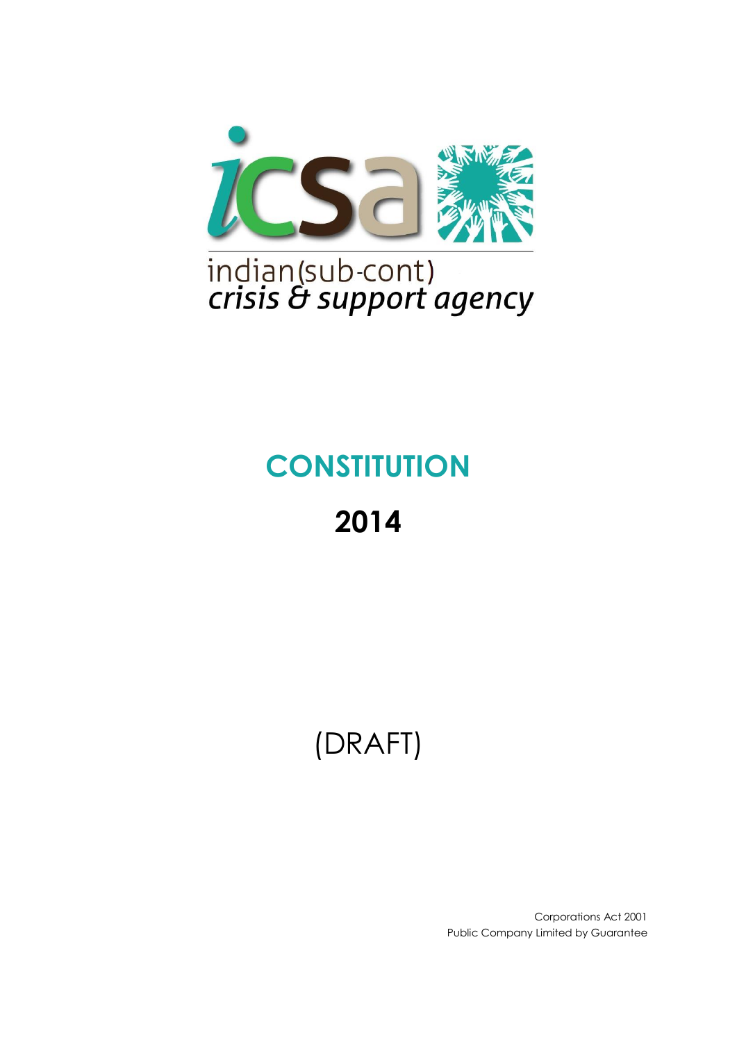icsa

indian(sub-cont)
*crisis & support agency*

# CONSTITUTION

## 2014

(DRAFT)

Corporations Act 2001
Public Company Limited by Guarantee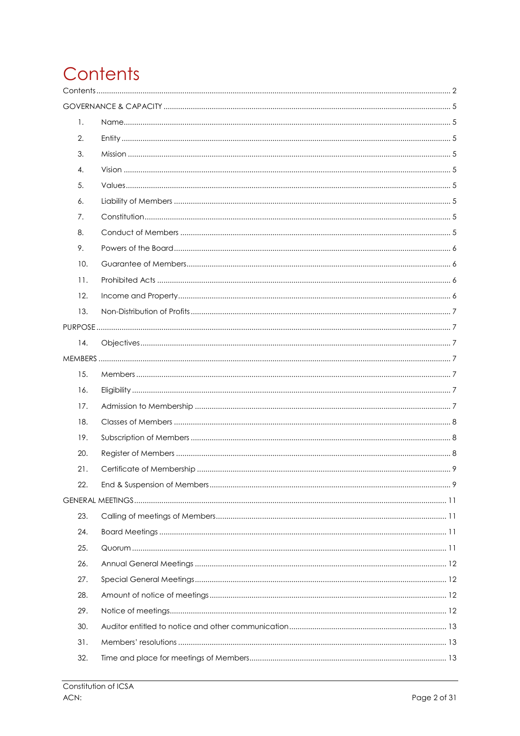# Contents

Contents ........................................................................................................................ 2

GOVERNANCE & CAPACITY ........................................................................................ 5

1. Name ........................................................................................................................ 5
2. Entity ........................................................................................................................ 5
3. Mission ...................................................................................................................... 5
4. Vision ........................................................................................................................ 5
5. Values ....................................................................................................................... 5
6. Liability of Members ................................................................................................. 5
7. Constitution .............................................................................................................. 5
8. Conduct of Members ............................................................................................... 5
9. Powers of the Board ................................................................................................. 6
10. Guarantee of Members ............................................................................................ 6
11. Prohibited Acts ......................................................................................................... 6
12. Income and Property ............................................................................................... 6
13. Non-Distribution of Profits ........................................................................................ 7

PURPOSE ........................................................................................................................ 7

14. Objectives ................................................................................................................. 7

MEMBERS ....................................................................................................................... 7

15. Members ................................................................................................................... 7
16. Eligibility .................................................................................................................... 7
17. Admission to Membership ........................................................................................ 7
18. Classes of Members ................................................................................................. 8
19. Subscription of Members ......................................................................................... 8
20. Register of Members ................................................................................................ 8
21. Certificate of Membership ....................................................................................... 9
22. End & Suspension of Members ................................................................................ 9

GENERAL MEETINGS ..................................................................................................... 11

23. Calling of meetings of Members ............................................................................ 11
24. Board Meetings ....................................................................................................... 11
25. Quorum .................................................................................................................... 11
26. Annual General Meetings ...................................................................................... 12
27. Special General Meetings ...................................................................................... 12
28. Amount of notice of meetings ............................................................................... 12
29. Notice of meetings .................................................................................................. 12
30. Auditor entitled to notice and other communication .......................................... 13
31. Members' resolutions .............................................................................................. 13
32. Time and place for meetings of Members ............................................................ 13

Constitution of ICSA
ACN: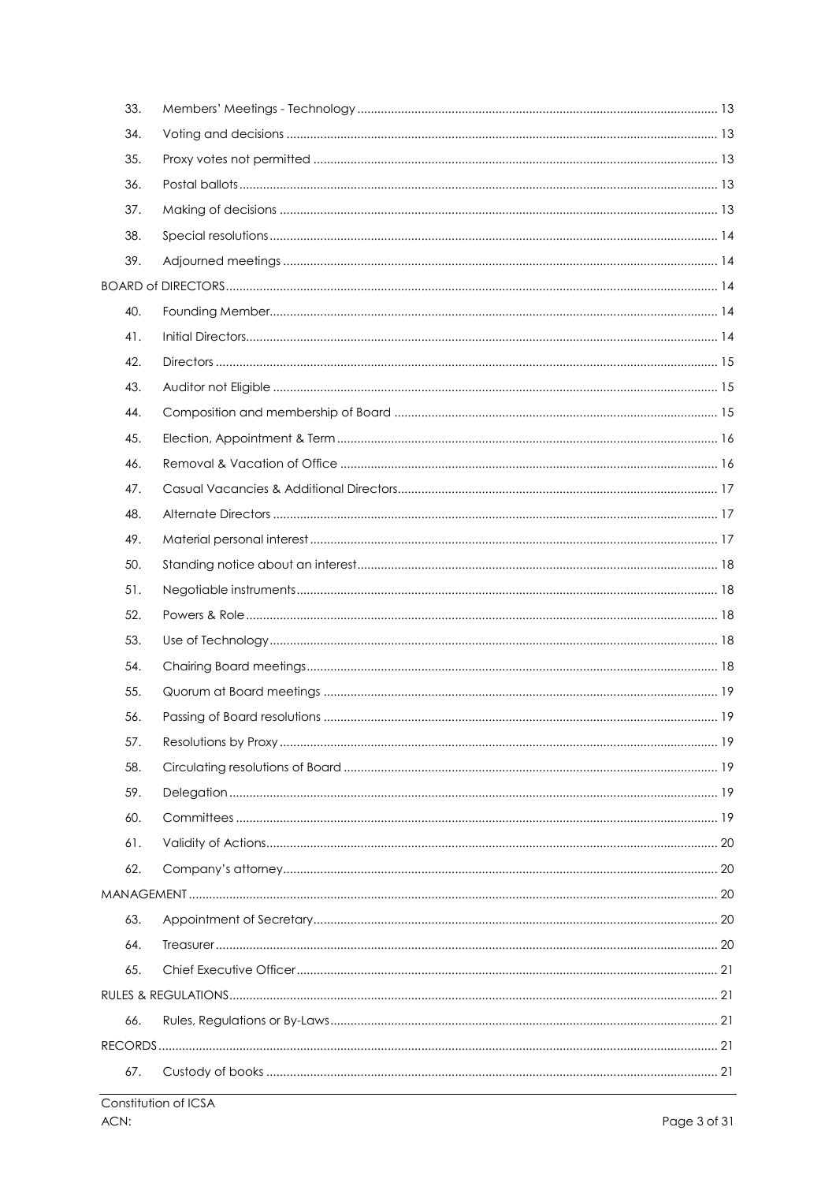| | | |
|---|---|---|
| 33. | Members' Meetings - Technology | 13 |
| 34. | Voting and decisions | 13 |
| 35. | Proxy votes not permitted | 13 |
| 36. | Postal ballots | 13 |
| 37. | Making of decisions | 13 |
| 38. | Special resolutions | 14 |
| 39. | Adjourned meetings | 14 |
| BOARD of DIRECTORS | | 14 |
| 40. | Founding Member | 14 |
| 41. | Initial Directors | 14 |
| 42. | Directors | 15 |
| 43. | Auditor not Eligible | 15 |
| 44. | Composition and membership of Board | 15 |
| 45. | Election, Appointment & Term | 16 |
| 46. | Removal & Vacation of Office | 16 |
| 47. | Casual Vacancies & Additional Directors | 17 |
| 48. | Alternate Directors | 17 |
| 49. | Material personal interest | 17 |
| 50. | Standing notice about an interest | 18 |
| 51. | Negotiable instruments | 18 |
| 52. | Powers & Role | 18 |
| 53. | Use of Technology | 18 |
| 54. | Chairing Board meetings | 18 |
| 55. | Quorum at Board meetings | 19 |
| 56. | Passing of Board resolutions | 19 |
| 57. | Resolutions by Proxy | 19 |
| 58. | Circulating resolutions of Board | 19 |
| 59. | Delegation | 19 |
| 60. | Committees | 19 |
| 61. | Validity of Actions | 20 |
| 62. | Company's attorney | 20 |
| MANAGEMENT | | 20 |
| 63. | Appointment of Secretary | 20 |
| 64. | Treasurer | 20 |
| 65. | Chief Executive Officer | 21 |
| RULES & REGULATIONS | | 21 |
| 66. | Rules, Regulations or By-Laws | 21 |
| RECORDS | | 21 |
| 67. | Custody of books | 21 |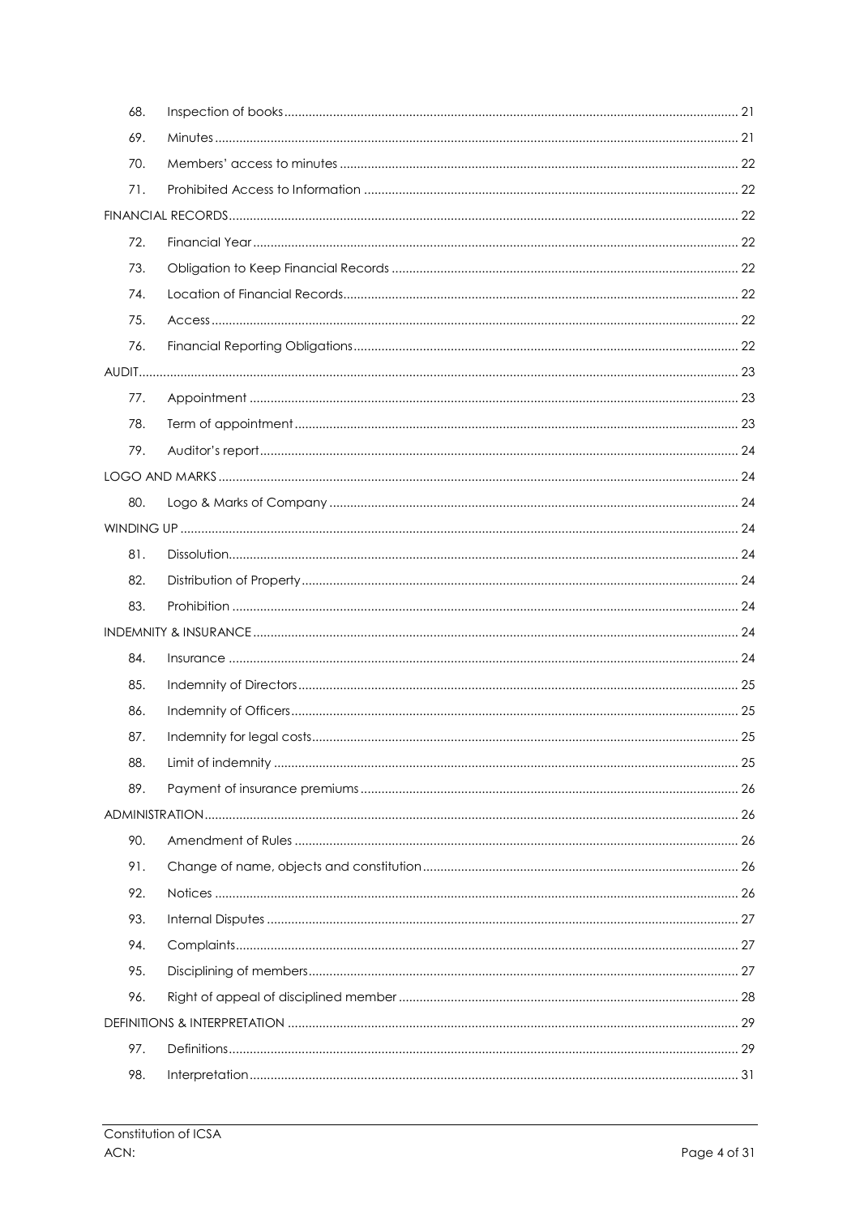| | | |
|---|---|---|
| 68. | Inspection of books | 21 |
| 69. | Minutes | 21 |
| 70. | Members' access to minutes | 22 |
| 71. | Prohibited Access to Information | 22 |
| FINANCIAL RECORDS | | 22 |
| 72. | Financial Year | 22 |
| 73. | Obligation to Keep Financial Records | 22 |
| 74. | Location of Financial Records | 22 |
| 75. | Access | 22 |
| 76. | Financial Reporting Obligations | 22 |
| AUDIT | | 23 |
| 77. | Appointment | 23 |
| 78. | Term of appointment | 23 |
| 79. | Auditor's report | 24 |
| LOGO AND MARKS | | 24 |
| 80. | Logo & Marks of Company | 24 |
| WINDING UP | | 24 |
| 81. | Dissolution | 24 |
| 82. | Distribution of Property | 24 |
| 83. | Prohibition | 24 |
| INDEMNITY & INSURANCE | | 24 |
| 84. | Insurance | 24 |
| 85. | Indemnity of Directors | 25 |
| 86. | Indemnity of Officers | 25 |
| 87. | Indemnity for legal costs | 25 |
| 88. | Limit of indemnity | 25 |
| 89. | Payment of insurance premiums | 26 |
| ADMINISTRATION | | 26 |
| 90. | Amendment of Rules | 26 |
| 91. | Change of name, objects and constitution | 26 |
| 92. | Notices | 26 |
| 93. | Internal Disputes | 27 |
| 94. | Complaints | 27 |
| 95. | Disciplining of members | 27 |
| 96. | Right of appeal of disciplined member | 28 |
| DEFINITIONS & INTERPRETATION | | 29 |
| 97. | Definitions | 29 |
| 98. | Interpretation | 31 |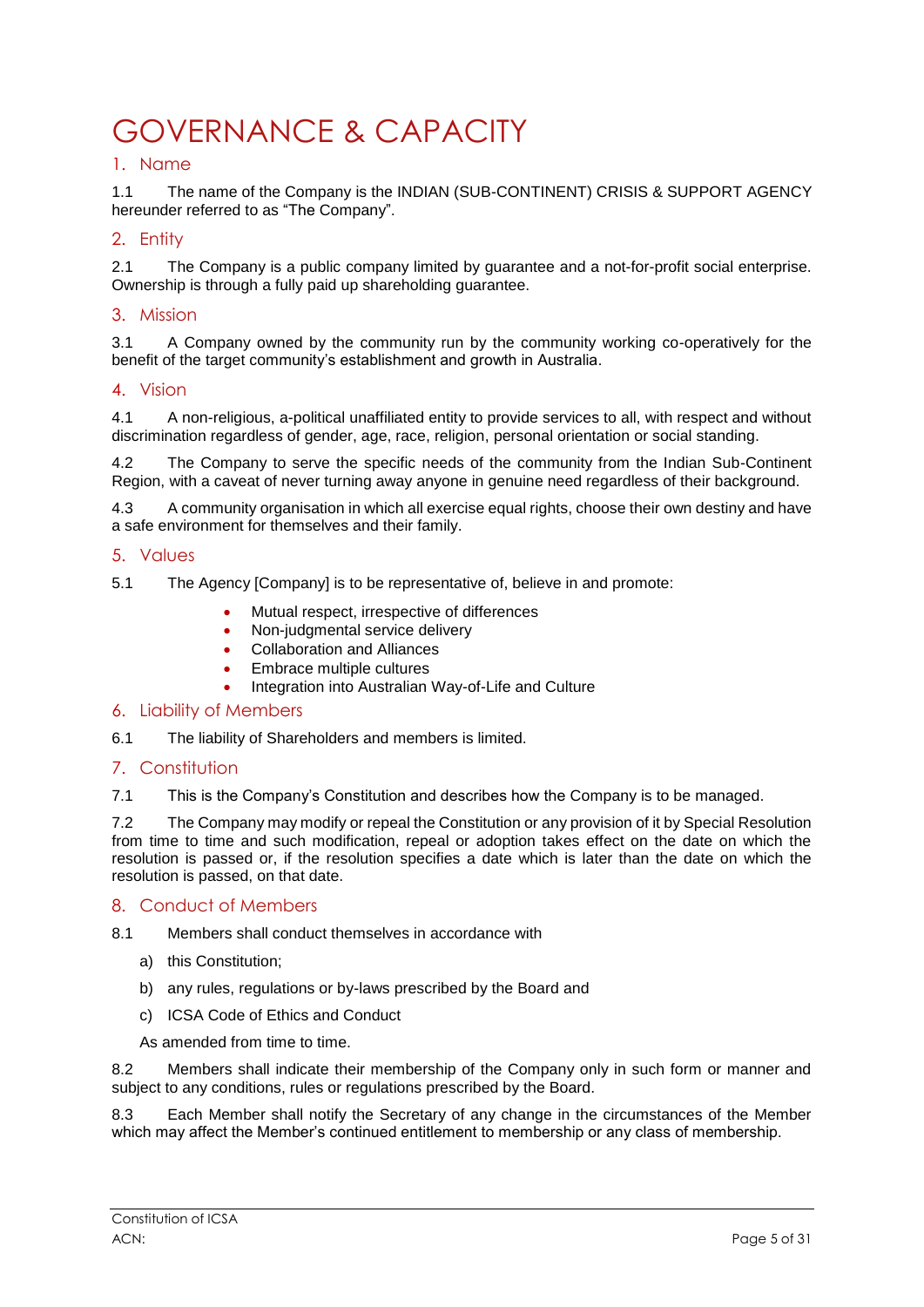# GOVERNANCE & CAPACITY

## 1. Name

1.1 The name of the Company is the INDIAN (SUB-CONTINENT) CRISIS & SUPPORT AGENCY hereunder referred to as "The Company".

## 2. Entity

2.1 The Company is a public company limited by guarantee and a not-for-profit social enterprise. Ownership is through a fully paid up shareholding guarantee.

## 3. Mission

3.1 A Company owned by the community run by the community working co-operatively for the benefit of the target community's establishment and growth in Australia.

## 4. Vision

4.1 A non-religious, a-political unaffiliated entity to provide services to all, with respect and without discrimination regardless of gender, age, race, religion, personal orientation or social standing.

4.2 The Company to serve the specific needs of the community from the Indian Sub-Continent Region, with a caveat of never turning away anyone in genuine need regardless of their background.

4.3 A community organisation in which all exercise equal rights, choose their own destiny and have a safe environment for themselves and their family.

## 5. Values

5.1 The Agency [Company] is to be representative of, believe in and promote:

- Mutual respect, irrespective of differences
- Non-judgmental service delivery
- Collaboration and Alliances
- Embrace multiple cultures
- Integration into Australian Way-of-Life and Culture

## 6. Liability of Members

6.1 The liability of Shareholders and members is limited.

## 7. Constitution

7.1 This is the Company's Constitution and describes how the Company is to be managed.

7.2 The Company may modify or repeal the Constitution or any provision of it by Special Resolution from time to time and such modification, repeal or adoption takes effect on the date on which the resolution is passed or, if the resolution specifies a date which is later than the date on which the resolution is passed, on that date.

## 8. Conduct of Members

8.1 Members shall conduct themselves in accordance with

a) this Constitution;

b) any rules, regulations or by-laws prescribed by the Board and

c) ICSA Code of Ethics and Conduct

As amended from time to time.

8.2 Members shall indicate their membership of the Company only in such form or manner and subject to any conditions, rules or regulations prescribed by the Board.

8.3 Each Member shall notify the Secretary of any change in the circumstances of the Member which may affect the Member's continued entitlement to membership or any class of membership.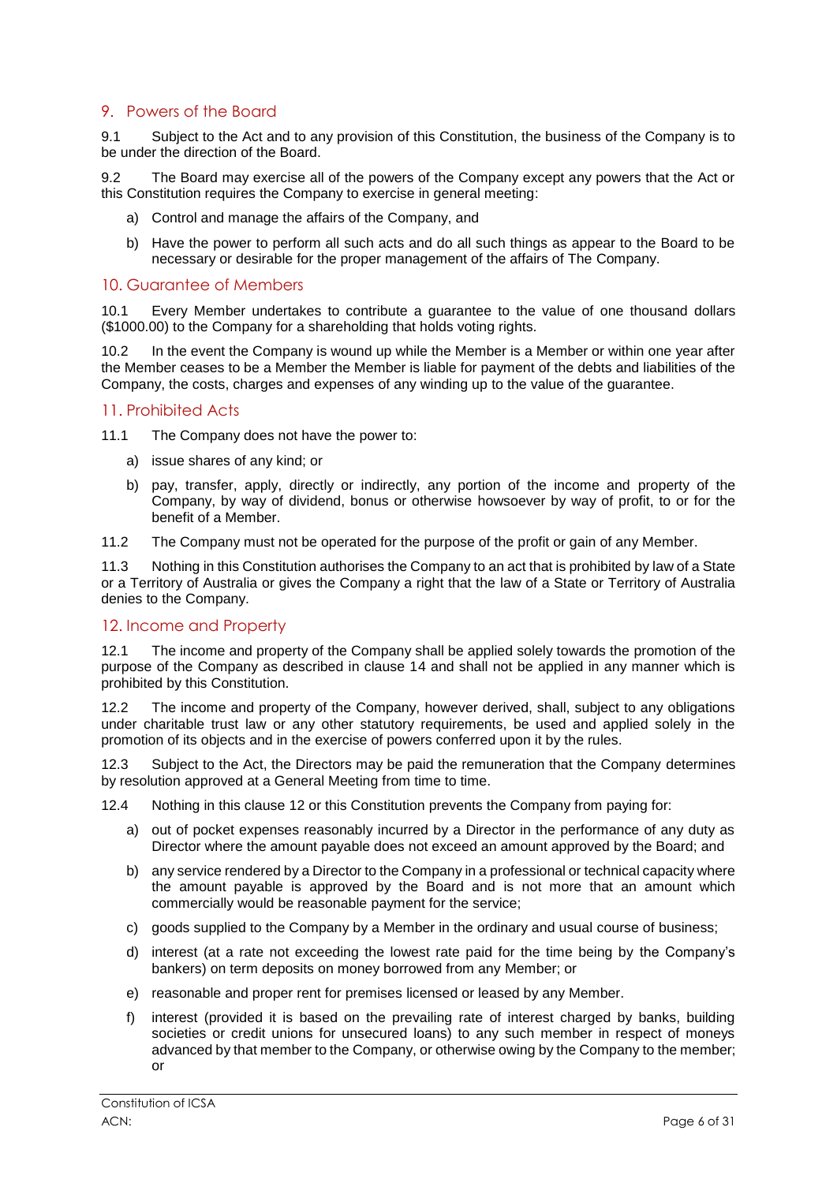## 9. Powers of the Board

9.1 Subject to the Act and to any provision of this Constitution, the business of the Company is to be under the direction of the Board.

9.2 The Board may exercise all of the powers of the Company except any powers that the Act or this Constitution requires the Company to exercise in general meeting:

a) Control and manage the affairs of the Company, and

b) Have the power to perform all such acts and do all such things as appear to the Board to be necessary or desirable for the proper management of the affairs of The Company.

## 10. Guarantee of Members

10.1 Every Member undertakes to contribute a guarantee to the value of one thousand dollars ($1000.00) to the Company for a shareholding that holds voting rights.

10.2 In the event the Company is wound up while the Member is a Member or within one year after the Member ceases to be a Member the Member is liable for payment of the debts and liabilities of the Company, the costs, charges and expenses of any winding up to the value of the guarantee.

## 11. Prohibited Acts

11.1 The Company does not have the power to:

a) issue shares of any kind; or

b) pay, transfer, apply, directly or indirectly, any portion of the income and property of the Company, by way of dividend, bonus or otherwise howsoever by way of profit, to or for the benefit of a Member.

11.2 The Company must not be operated for the purpose of the profit or gain of any Member.

11.3 Nothing in this Constitution authorises the Company to an act that is prohibited by law of a State or a Territory of Australia or gives the Company a right that the law of a State or Territory of Australia denies to the Company.

## 12. Income and Property

12.1 The income and property of the Company shall be applied solely towards the promotion of the purpose of the Company as described in clause 14 and shall not be applied in any manner which is prohibited by this Constitution.

12.2 The income and property of the Company, however derived, shall, subject to any obligations under charitable trust law or any other statutory requirements, be used and applied solely in the promotion of its objects and in the exercise of powers conferred upon it by the rules.

12.3 Subject to the Act, the Directors may be paid the remuneration that the Company determines by resolution approved at a General Meeting from time to time.

12.4 Nothing in this clause 12 or this Constitution prevents the Company from paying for:

a) out of pocket expenses reasonably incurred by a Director in the performance of any duty as Director where the amount payable does not exceed an amount approved by the Board; and

b) any service rendered by a Director to the Company in a professional or technical capacity where the amount payable is approved by the Board and is not more that an amount which commercially would be reasonable payment for the service;

c) goods supplied to the Company by a Member in the ordinary and usual course of business;

d) interest (at a rate not exceeding the lowest rate paid for the time being by the Company's bankers) on term deposits on money borrowed from any Member; or

e) reasonable and proper rent for premises licensed or leased by any Member.

f) interest (provided it is based on the prevailing rate of interest charged by banks, building societies or credit unions for unsecured loans) to any such member in respect of moneys advanced by that member to the Company, or otherwise owing by the Company to the member; or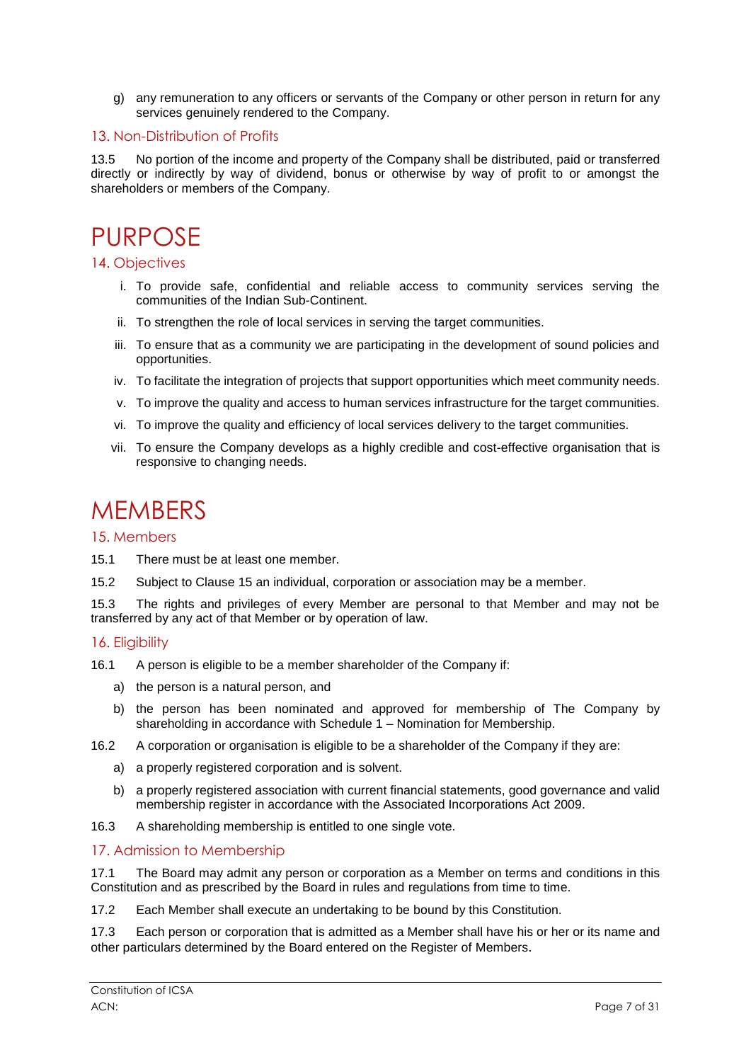g) any remuneration to any officers or servants of the Company or other person in return for any services genuinely rendered to the Company.

### 13. Non-Distribution of Profits

13.5 No portion of the income and property of the Company shall be distributed, paid or transferred directly or indirectly by way of dividend, bonus or otherwise by way of profit to or amongst the shareholders or members of the Company.

# PURPOSE

### 14. Objectives

i. To provide safe, confidential and reliable access to community services serving the communities of the Indian Sub-Continent.

ii. To strengthen the role of local services in serving the target communities.

iii. To ensure that as a community we are participating in the development of sound policies and opportunities.

iv. To facilitate the integration of projects that support opportunities which meet community needs.

v. To improve the quality and access to human services infrastructure for the target communities.

vi. To improve the quality and efficiency of local services delivery to the target communities.

vii. To ensure the Company develops as a highly credible and cost-effective organisation that is responsive to changing needs.

# MEMBERS

### 15. Members

15.1 There must be at least one member.

15.2 Subject to Clause 15 an individual, corporation or association may be a member.

15.3 The rights and privileges of every Member are personal to that Member and may not be transferred by any act of that Member or by operation of law.

### 16. Eligibility

16.1 A person is eligible to be a member shareholder of the Company if:

a) the person is a natural person, and

b) the person has been nominated and approved for membership of The Company by shareholding in accordance with Schedule 1 – Nomination for Membership.

16.2 A corporation or organisation is eligible to be a shareholder of the Company if they are:

a) a properly registered corporation and is solvent.

b) a properly registered association with current financial statements, good governance and valid membership register in accordance with the Associated Incorporations Act 2009.

16.3 A shareholding membership is entitled to one single vote.

### 17. Admission to Membership

17.1 The Board may admit any person or corporation as a Member on terms and conditions in this Constitution and as prescribed by the Board in rules and regulations from time to time.

17.2 Each Member shall execute an undertaking to be bound by this Constitution.

17.3 Each person or corporation that is admitted as a Member shall have his or her or its name and other particulars determined by the Board entered on the Register of Members.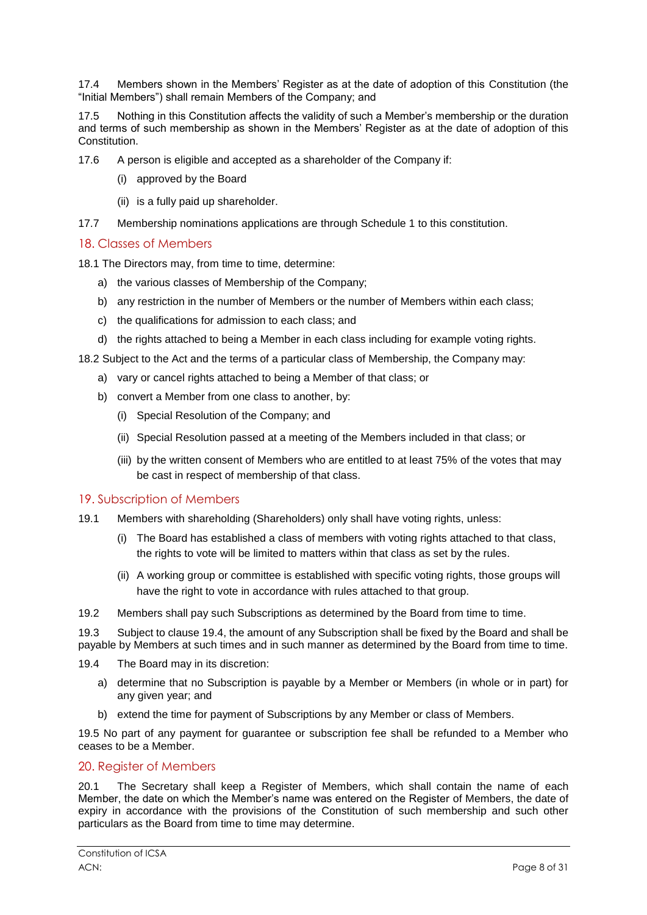17.4 Members shown in the Members' Register as at the date of adoption of this Constitution (the "Initial Members") shall remain Members of the Company; and

17.5 Nothing in this Constitution affects the validity of such a Member's membership or the duration and terms of such membership as shown in the Members' Register as at the date of adoption of this Constitution.

17.6 A person is eligible and accepted as a shareholder of the Company if:

(i) approved by the Board

(ii) is a fully paid up shareholder.

17.7 Membership nominations applications are through Schedule 1 to this constitution.

## 18. Classes of Members

18.1 The Directors may, from time to time, determine:

a) the various classes of Membership of the Company;

b) any restriction in the number of Members or the number of Members within each class;

c) the qualifications for admission to each class; and

d) the rights attached to being a Member in each class including for example voting rights.

18.2 Subject to the Act and the terms of a particular class of Membership, the Company may:

a) vary or cancel rights attached to being a Member of that class; or

b) convert a Member from one class to another, by:

(i) Special Resolution of the Company; and

(ii) Special Resolution passed at a meeting of the Members included in that class; or

(iii) by the written consent of Members who are entitled to at least 75% of the votes that may be cast in respect of membership of that class.

## 19. Subscription of Members

19.1 Members with shareholding (Shareholders) only shall have voting rights, unless:

(i) The Board has established a class of members with voting rights attached to that class, the rights to vote will be limited to matters within that class as set by the rules.

(ii) A working group or committee is established with specific voting rights, those groups will have the right to vote in accordance with rules attached to that group.

19.2 Members shall pay such Subscriptions as determined by the Board from time to time.

19.3 Subject to clause 19.4, the amount of any Subscription shall be fixed by the Board and shall be payable by Members at such times and in such manner as determined by the Board from time to time.

19.4 The Board may in its discretion:

a) determine that no Subscription is payable by a Member or Members (in whole or in part) for any given year; and

b) extend the time for payment of Subscriptions by any Member or class of Members.

19.5 No part of any payment for guarantee or subscription fee shall be refunded to a Member who ceases to be a Member.

## 20. Register of Members

20.1 The Secretary shall keep a Register of Members, which shall contain the name of each Member, the date on which the Member's name was entered on the Register of Members, the date of expiry in accordance with the provisions of the Constitution of such membership and such other particulars as the Board from time to time may determine.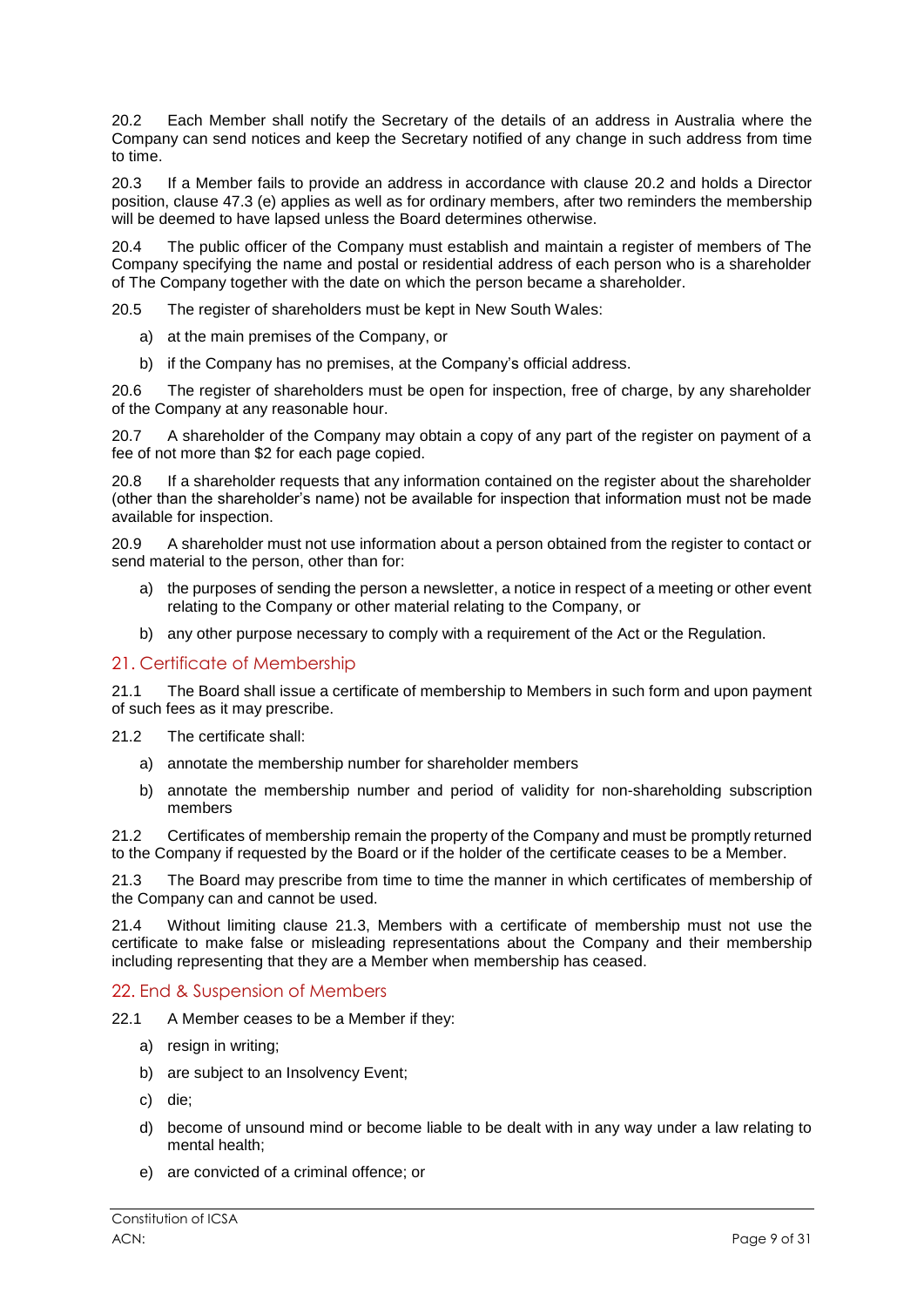20.2 Each Member shall notify the Secretary of the details of an address in Australia where the Company can send notices and keep the Secretary notified of any change in such address from time to time.

20.3 If a Member fails to provide an address in accordance with clause 20.2 and holds a Director position, clause 47.3 (e) applies as well as for ordinary members, after two reminders the membership will be deemed to have lapsed unless the Board determines otherwise.

20.4 The public officer of the Company must establish and maintain a register of members of The Company specifying the name and postal or residential address of each person who is a shareholder of The Company together with the date on which the person became a shareholder.

20.5 The register of shareholders must be kept in New South Wales:

a) at the main premises of the Company, or

b) if the Company has no premises, at the Company's official address.

20.6 The register of shareholders must be open for inspection, free of charge, by any shareholder of the Company at any reasonable hour.

20.7 A shareholder of the Company may obtain a copy of any part of the register on payment of a fee of not more than $2 for each page copied.

20.8 If a shareholder requests that any information contained on the register about the shareholder (other than the shareholder's name) not be available for inspection that information must not be made available for inspection.

20.9 A shareholder must not use information about a person obtained from the register to contact or send material to the person, other than for:

a) the purposes of sending the person a newsletter, a notice in respect of a meeting or other event relating to the Company or other material relating to the Company, or

b) any other purpose necessary to comply with a requirement of the Act or the Regulation.

## 21. Certificate of Membership

21.1 The Board shall issue a certificate of membership to Members in such form and upon payment of such fees as it may prescribe.

21.2 The certificate shall:

a) annotate the membership number for shareholder members

b) annotate the membership number and period of validity for non-shareholding subscription members

21.2 Certificates of membership remain the property of the Company and must be promptly returned to the Company if requested by the Board or if the holder of the certificate ceases to be a Member.

21.3 The Board may prescribe from time to time the manner in which certificates of membership of the Company can and cannot be used.

21.4 Without limiting clause 21.3, Members with a certificate of membership must not use the certificate to make false or misleading representations about the Company and their membership including representing that they are a Member when membership has ceased.

## 22. End & Suspension of Members

22.1 A Member ceases to be a Member if they:

a) resign in writing;

b) are subject to an Insolvency Event;

c) die;

d) become of unsound mind or become liable to be dealt with in any way under a law relating to mental health;

e) are convicted of a criminal offence; or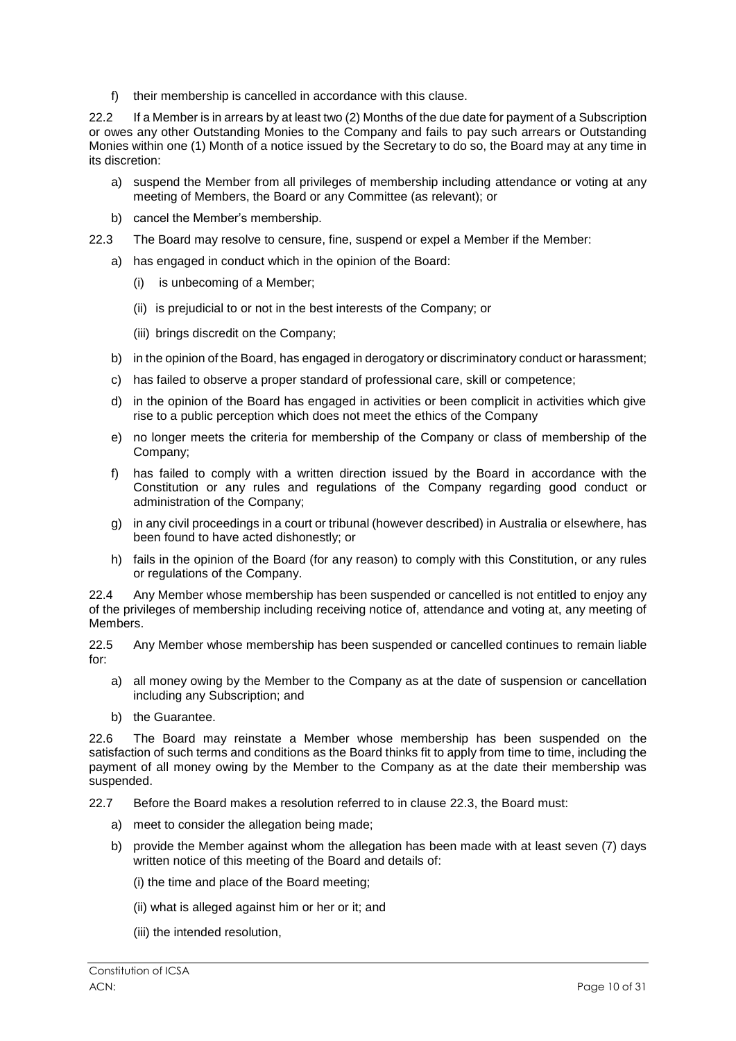f) their membership is cancelled in accordance with this clause.

22.2 If a Member is in arrears by at least two (2) Months of the due date for payment of a Subscription or owes any other Outstanding Monies to the Company and fails to pay such arrears or Outstanding Monies within one (1) Month of a notice issued by the Secretary to do so, the Board may at any time in its discretion:

a) suspend the Member from all privileges of membership including attendance or voting at any meeting of Members, the Board or any Committee (as relevant); or

b) cancel the Member's membership.

22.3 The Board may resolve to censure, fine, suspend or expel a Member if the Member:

a) has engaged in conduct which in the opinion of the Board:

(i) is unbecoming of a Member;

(ii) is prejudicial to or not in the best interests of the Company; or

(iii) brings discredit on the Company;

b) in the opinion of the Board, has engaged in derogatory or discriminatory conduct or harassment;

c) has failed to observe a proper standard of professional care, skill or competence;

d) in the opinion of the Board has engaged in activities or been complicit in activities which give rise to a public perception which does not meet the ethics of the Company

e) no longer meets the criteria for membership of the Company or class of membership of the Company;

f) has failed to comply with a written direction issued by the Board in accordance with the Constitution or any rules and regulations of the Company regarding good conduct or administration of the Company;

g) in any civil proceedings in a court or tribunal (however described) in Australia or elsewhere, has been found to have acted dishonestly; or

h) fails in the opinion of the Board (for any reason) to comply with this Constitution, or any rules or regulations of the Company.

22.4 Any Member whose membership has been suspended or cancelled is not entitled to enjoy any of the privileges of membership including receiving notice of, attendance and voting at, any meeting of Members.

22.5 Any Member whose membership has been suspended or cancelled continues to remain liable for:

a) all money owing by the Member to the Company as at the date of suspension or cancellation including any Subscription; and

b) the Guarantee.

22.6 The Board may reinstate a Member whose membership has been suspended on the satisfaction of such terms and conditions as the Board thinks fit to apply from time to time, including the payment of all money owing by the Member to the Company as at the date their membership was suspended.

22.7 Before the Board makes a resolution referred to in clause 22.3, the Board must:

a) meet to consider the allegation being made;

b) provide the Member against whom the allegation has been made with at least seven (7) days written notice of this meeting of the Board and details of:

(i) the time and place of the Board meeting;

(ii) what is alleged against him or her or it; and

(iii) the intended resolution,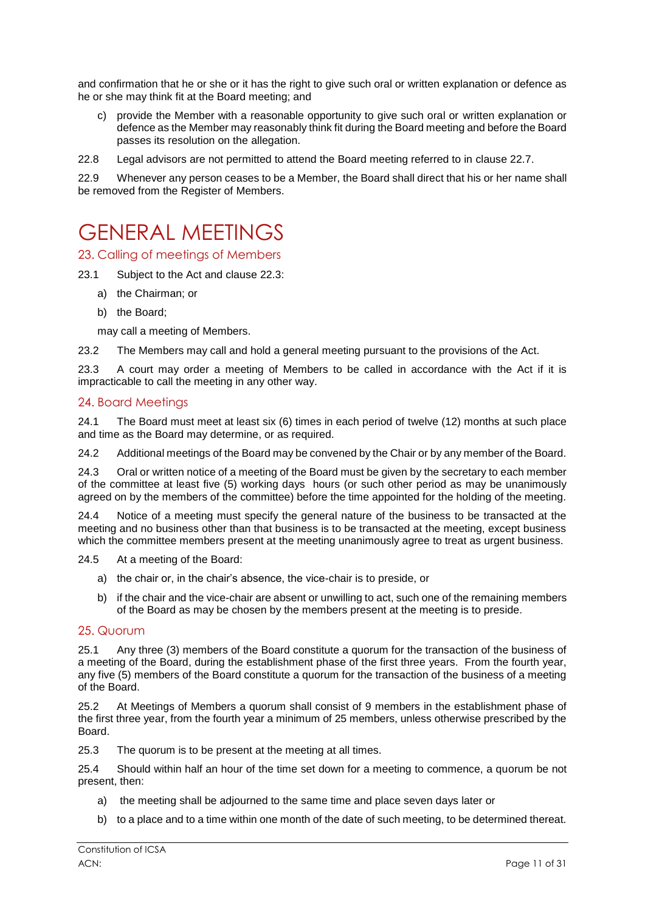and confirmation that he or she or it has the right to give such oral or written explanation or defence as he or she may think fit at the Board meeting; and

c) provide the Member with a reasonable opportunity to give such oral or written explanation or defence as the Member may reasonably think fit during the Board meeting and before the Board passes its resolution on the allegation.

22.8 Legal advisors are not permitted to attend the Board meeting referred to in clause 22.7.

22.9 Whenever any person ceases to be a Member, the Board shall direct that his or her name shall be removed from the Register of Members.

# GENERAL MEETINGS

## 23. Calling of meetings of Members

23.1 Subject to the Act and clause 22.3:

a) the Chairman; or

b) the Board;

may call a meeting of Members.

23.2 The Members may call and hold a general meeting pursuant to the provisions of the Act.

23.3 A court may order a meeting of Members to be called in accordance with the Act if it is impracticable to call the meeting in any other way.

## 24. Board Meetings

24.1 The Board must meet at least six (6) times in each period of twelve (12) months at such place and time as the Board may determine, or as required.

24.2 Additional meetings of the Board may be convened by the Chair or by any member of the Board.

24.3 Oral or written notice of a meeting of the Board must be given by the secretary to each member of the committee at least five (5) working days hours (or such other period as may be unanimously agreed on by the members of the committee) before the time appointed for the holding of the meeting.

24.4 Notice of a meeting must specify the general nature of the business to be transacted at the meeting and no business other than that business is to be transacted at the meeting, except business which the committee members present at the meeting unanimously agree to treat as urgent business.

24.5 At a meeting of the Board:

a) the chair or, in the chair's absence, the vice-chair is to preside, or

b) if the chair and the vice-chair are absent or unwilling to act, such one of the remaining members of the Board as may be chosen by the members present at the meeting is to preside.

## 25. Quorum

25.1 Any three (3) members of the Board constitute a quorum for the transaction of the business of a meeting of the Board, during the establishment phase of the first three years. From the fourth year, any five (5) members of the Board constitute a quorum for the transaction of the business of a meeting of the Board.

25.2 At Meetings of Members a quorum shall consist of 9 members in the establishment phase of the first three year, from the fourth year a minimum of 25 members, unless otherwise prescribed by the Board.

25.3 The quorum is to be present at the meeting at all times.

25.4 Should within half an hour of the time set down for a meeting to commence, a quorum be not present, then:

a) the meeting shall be adjourned to the same time and place seven days later or

b) to a place and to a time within one month of the date of such meeting, to be determined thereat.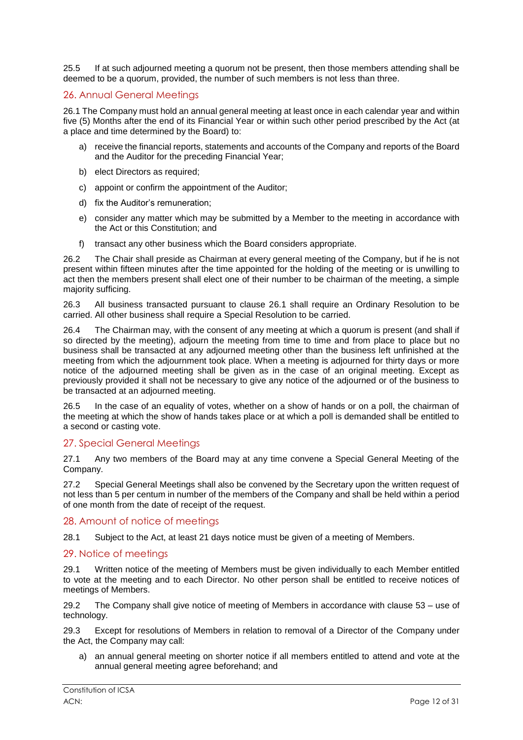25.5 If at such adjourned meeting a quorum not be present, then those members attending shall be deemed to be a quorum, provided, the number of such members is not less than three.

## 26. Annual General Meetings

26.1 The Company must hold an annual general meeting at least once in each calendar year and within five (5) Months after the end of its Financial Year or within such other period prescribed by the Act (at a place and time determined by the Board) to:

a) receive the financial reports, statements and accounts of the Company and reports of the Board and the Auditor for the preceding Financial Year;

b) elect Directors as required;

c) appoint or confirm the appointment of the Auditor;

d) fix the Auditor's remuneration;

e) consider any matter which may be submitted by a Member to the meeting in accordance with the Act or this Constitution; and

f) transact any other business which the Board considers appropriate.

26.2 The Chair shall preside as Chairman at every general meeting of the Company, but if he is not present within fifteen minutes after the time appointed for the holding of the meeting or is unwilling to act then the members present shall elect one of their number to be chairman of the meeting, a simple majority sufficing.

26.3 All business transacted pursuant to clause 26.1 shall require an Ordinary Resolution to be carried. All other business shall require a Special Resolution to be carried.

26.4 The Chairman may, with the consent of any meeting at which a quorum is present (and shall if so directed by the meeting), adjourn the meeting from time to time and from place to place but no business shall be transacted at any adjourned meeting other than the business left unfinished at the meeting from which the adjournment took place. When a meeting is adjourned for thirty days or more notice of the adjourned meeting shall be given as in the case of an original meeting. Except as previously provided it shall not be necessary to give any notice of the adjourned or of the business to be transacted at an adjourned meeting.

26.5 In the case of an equality of votes, whether on a show of hands or on a poll, the chairman of the meeting at which the show of hands takes place or at which a poll is demanded shall be entitled to a second or casting vote.

## 27. Special General Meetings

27.1 Any two members of the Board may at any time convene a Special General Meeting of the Company.

27.2 Special General Meetings shall also be convened by the Secretary upon the written request of not less than 5 per centum in number of the members of the Company and shall be held within a period of one month from the date of receipt of the request.

## 28. Amount of notice of meetings

28.1 Subject to the Act, at least 21 days notice must be given of a meeting of Members.

## 29. Notice of meetings

29.1 Written notice of the meeting of Members must be given individually to each Member entitled to vote at the meeting and to each Director. No other person shall be entitled to receive notices of meetings of Members.

29.2 The Company shall give notice of meeting of Members in accordance with clause 53 – use of technology.

29.3 Except for resolutions of Members in relation to removal of a Director of the Company under the Act, the Company may call:

a) an annual general meeting on shorter notice if all members entitled to attend and vote at the annual general meeting agree beforehand; and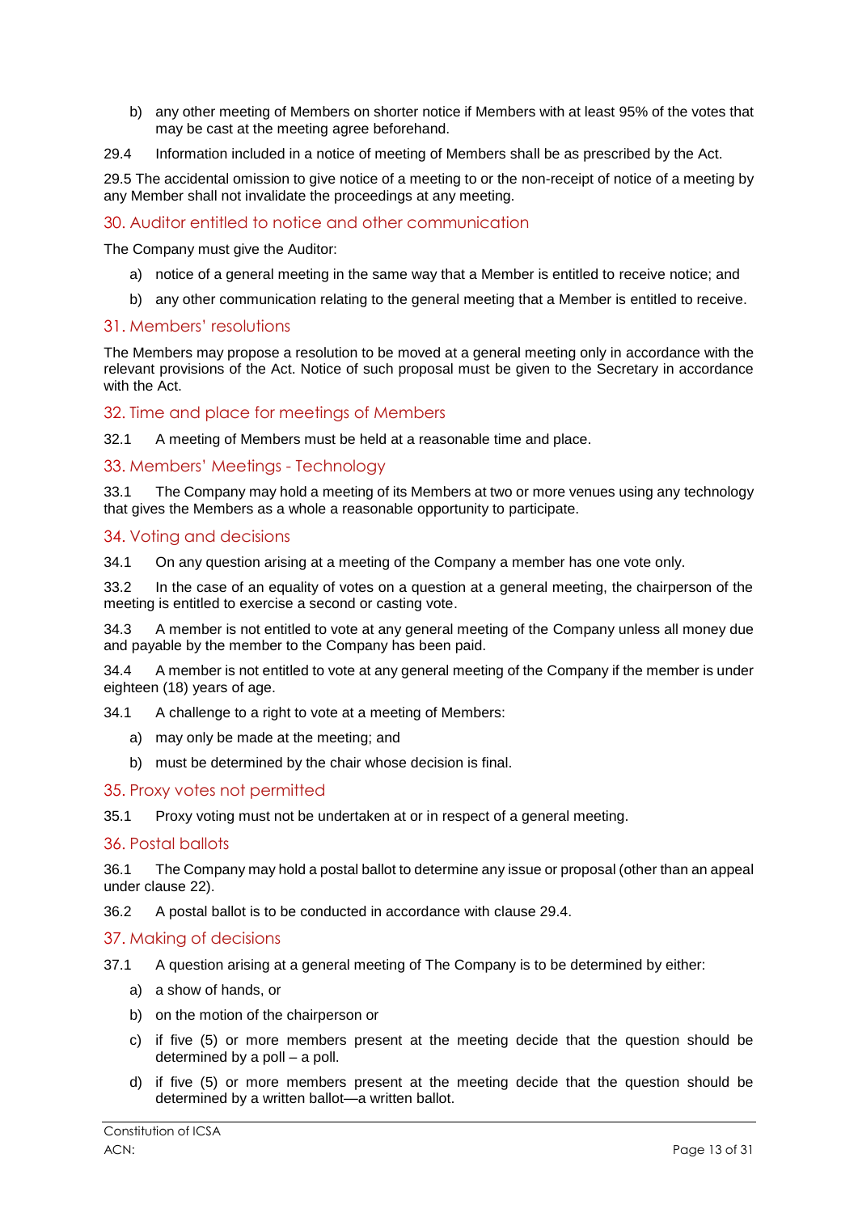b) any other meeting of Members on shorter notice if Members with at least 95% of the votes that may be cast at the meeting agree beforehand.

29.4 Information included in a notice of meeting of Members shall be as prescribed by the Act.

29.5 The accidental omission to give notice of a meeting to or the non-receipt of notice of a meeting by any Member shall not invalidate the proceedings at any meeting.

## 30. Auditor entitled to notice and other communication

The Company must give the Auditor:

a) notice of a general meeting in the same way that a Member is entitled to receive notice; and

b) any other communication relating to the general meeting that a Member is entitled to receive.

## 31. Members' resolutions

The Members may propose a resolution to be moved at a general meeting only in accordance with the relevant provisions of the Act. Notice of such proposal must be given to the Secretary in accordance with the Act.

## 32. Time and place for meetings of Members

32.1 A meeting of Members must be held at a reasonable time and place.

## 33. Members' Meetings - Technology

33.1 The Company may hold a meeting of its Members at two or more venues using any technology that gives the Members as a whole a reasonable opportunity to participate.

## 34. Voting and decisions

34.1 On any question arising at a meeting of the Company a member has one vote only.

33.2 In the case of an equality of votes on a question at a general meeting, the chairperson of the meeting is entitled to exercise a second or casting vote.

34.3 A member is not entitled to vote at any general meeting of the Company unless all money due and payable by the member to the Company has been paid.

34.4 A member is not entitled to vote at any general meeting of the Company if the member is under eighteen (18) years of age.

34.1 A challenge to a right to vote at a meeting of Members:

a) may only be made at the meeting; and

b) must be determined by the chair whose decision is final.

## 35. Proxy votes not permitted

35.1 Proxy voting must not be undertaken at or in respect of a general meeting.

## 36. Postal ballots

36.1 The Company may hold a postal ballot to determine any issue or proposal (other than an appeal under clause 22).

36.2 A postal ballot is to be conducted in accordance with clause 29.4.

## 37. Making of decisions

37.1 A question arising at a general meeting of The Company is to be determined by either:

a) a show of hands, or

b) on the motion of the chairperson or

c) if five (5) or more members present at the meeting decide that the question should be determined by a poll – a poll.

d) if five (5) or more members present at the meeting decide that the question should be determined by a written ballot—a written ballot.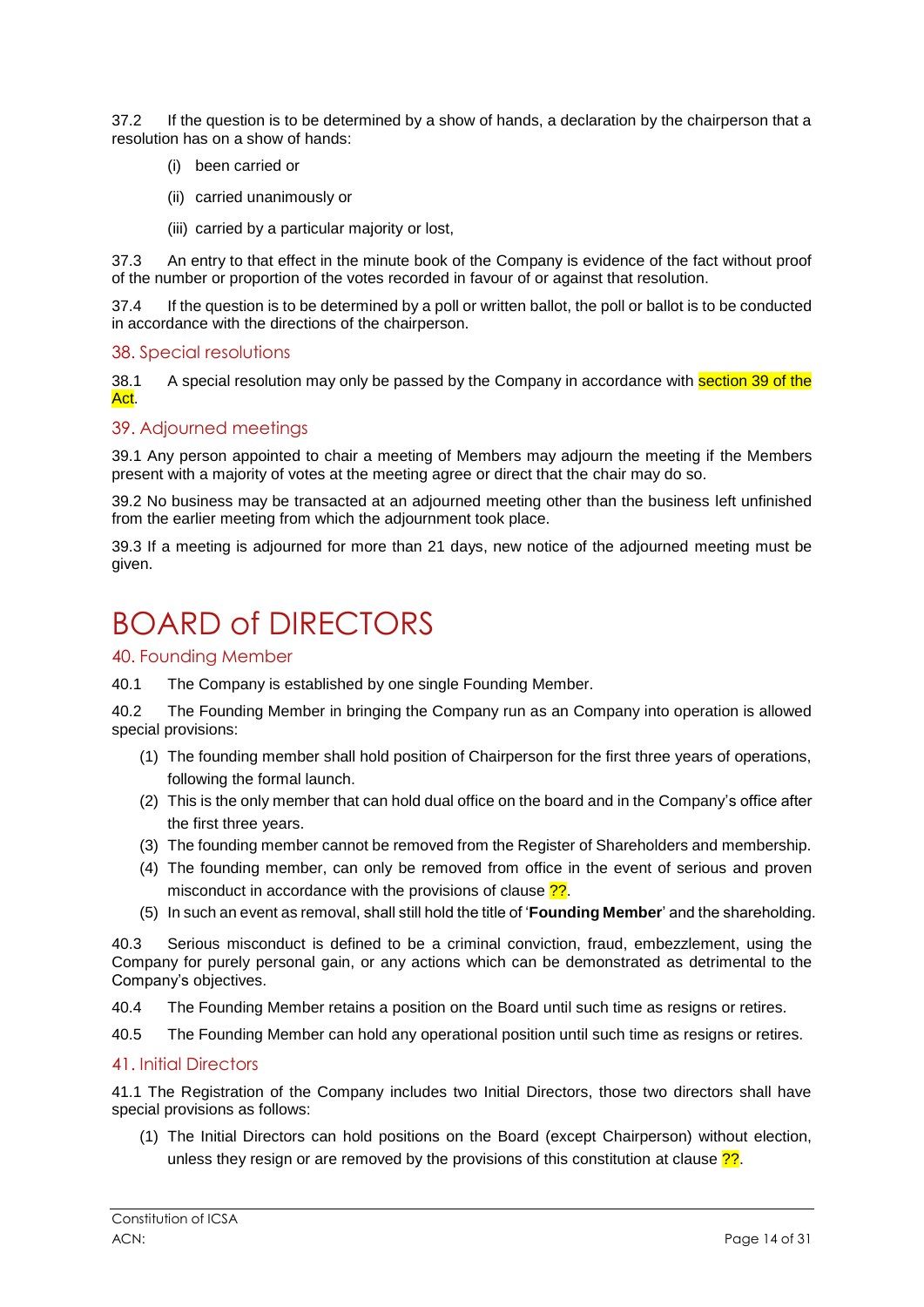37.2 If the question is to be determined by a show of hands, a declaration by the chairperson that a resolution has on a show of hands:

(i) been carried or

(ii) carried unanimously or

(iii) carried by a particular majority or lost,

37.3 An entry to that effect in the minute book of the Company is evidence of the fact without proof of the number or proportion of the votes recorded in favour of or against that resolution.

37.4 If the question is to be determined by a poll or written ballot, the poll or ballot is to be conducted in accordance with the directions of the chairperson.

## 38. Special resolutions

38.1 A special resolution may only be passed by the Company in accordance with section 39 of the Act.

## 39. Adjourned meetings

39.1 Any person appointed to chair a meeting of Members may adjourn the meeting if the Members present with a majority of votes at the meeting agree or direct that the chair may do so.

39.2 No business may be transacted at an adjourned meeting other than the business left unfinished from the earlier meeting from which the adjournment took place.

39.3 If a meeting is adjourned for more than 21 days, new notice of the adjourned meeting must be given.

# BOARD of DIRECTORS

## 40. Founding Member

40.1 The Company is established by one single Founding Member.

40.2 The Founding Member in bringing the Company run as an Company into operation is allowed special provisions:

(1) The founding member shall hold position of Chairperson for the first three years of operations, following the formal launch.
(2) This is the only member that can hold dual office on the board and in the Company's office after the first three years.
(3) The founding member cannot be removed from the Register of Shareholders and membership.
(4) The founding member, can only be removed from office in the event of serious and proven misconduct in accordance with the provisions of clause ??.
(5) In such an event as removal, shall still hold the title of '**Founding Member**' and the shareholding.

40.3 Serious misconduct is defined to be a criminal conviction, fraud, embezzlement, using the Company for purely personal gain, or any actions which can be demonstrated as detrimental to the Company's objectives.

40.4 The Founding Member retains a position on the Board until such time as resigns or retires.

40.5 The Founding Member can hold any operational position until such time as resigns or retires.

## 41. Initial Directors

41.1 The Registration of the Company includes two Initial Directors, those two directors shall have special provisions as follows:

(1) The Initial Directors can hold positions on the Board (except Chairperson) without election, unless they resign or are removed by the provisions of this constitution at clause ??.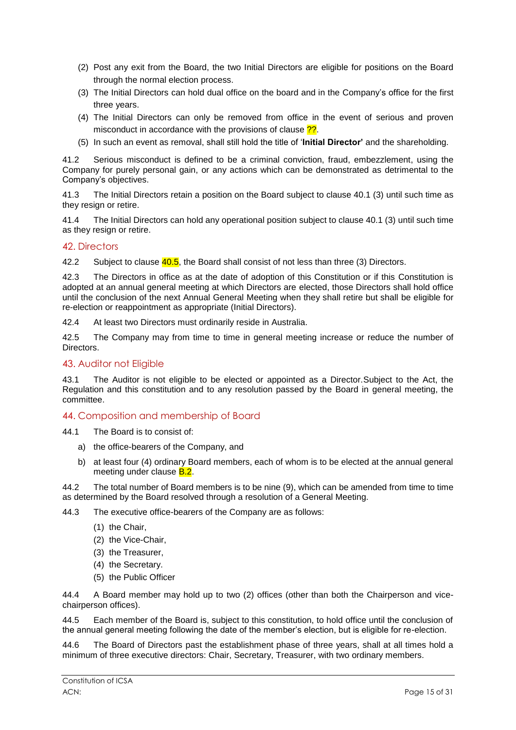(2) Post any exit from the Board, the two Initial Directors are eligible for positions on the Board through the normal election process.

(3) The Initial Directors can hold dual office on the board and in the Company's office for the first three years.

(4) The Initial Directors can only be removed from office in the event of serious and proven misconduct in accordance with the provisions of clause ??.

(5) In such an event as removal, shall still hold the title of '**Initial Director'** and the shareholding.

41.2 Serious misconduct is defined to be a criminal conviction, fraud, embezzlement, using the Company for purely personal gain, or any actions which can be demonstrated as detrimental to the Company's objectives.

41.3 The Initial Directors retain a position on the Board subject to clause 40.1 (3) until such time as they resign or retire.

41.4 The Initial Directors can hold any operational position subject to clause 40.1 (3) until such time as they resign or retire.

## 42. Directors

42.2 Subject to clause 40.5, the Board shall consist of not less than three (3) Directors.

42.3 The Directors in office as at the date of adoption of this Constitution or if this Constitution is adopted at an annual general meeting at which Directors are elected, those Directors shall hold office until the conclusion of the next Annual General Meeting when they shall retire but shall be eligible for re-election or reappointment as appropriate (Initial Directors).

42.4 At least two Directors must ordinarily reside in Australia.

42.5 The Company may from time to time in general meeting increase or reduce the number of Directors.

## 43. Auditor not Eligible

43.1 The Auditor is not eligible to be elected or appointed as a Director.Subject to the Act, the Regulation and this constitution and to any resolution passed by the Board in general meeting, the committee.

## 44. Composition and membership of Board

44.1 The Board is to consist of:

a) the office-bearers of the Company, and

b) at least four (4) ordinary Board members, each of whom is to be elected at the annual general meeting under clause B.2.

44.2 The total number of Board members is to be nine (9), which can be amended from time to time as determined by the Board resolved through a resolution of a General Meeting.

44.3 The executive office-bearers of the Company are as follows:

(1) the Chair,
(2) the Vice-Chair,
(3) the Treasurer,
(4) the Secretary.
(5) the Public Officer

44.4 A Board member may hold up to two (2) offices (other than both the Chairperson and vice-chairperson offices).

44.5 Each member of the Board is, subject to this constitution, to hold office until the conclusion of the annual general meeting following the date of the member's election, but is eligible for re-election.

44.6 The Board of Directors past the establishment phase of three years, shall at all times hold a minimum of three executive directors: Chair, Secretary, Treasurer, with two ordinary members.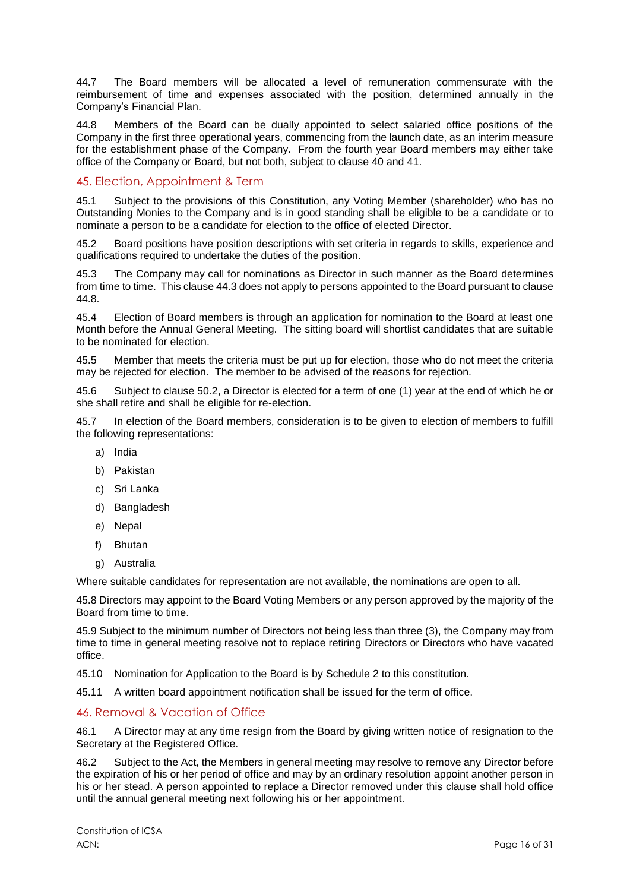44.7 The Board members will be allocated a level of remuneration commensurate with the reimbursement of time and expenses associated with the position, determined annually in the Company's Financial Plan.

44.8 Members of the Board can be dually appointed to select salaried office positions of the Company in the first three operational years, commencing from the launch date, as an interim measure for the establishment phase of the Company. From the fourth year Board members may either take office of the Company or Board, but not both, subject to clause 40 and 41.

## 45. Election, Appointment & Term

45.1 Subject to the provisions of this Constitution, any Voting Member (shareholder) who has no Outstanding Monies to the Company and is in good standing shall be eligible to be a candidate or to nominate a person to be a candidate for election to the office of elected Director.

45.2 Board positions have position descriptions with set criteria in regards to skills, experience and qualifications required to undertake the duties of the position.

45.3 The Company may call for nominations as Director in such manner as the Board determines from time to time. This clause 44.3 does not apply to persons appointed to the Board pursuant to clause 44.8.

45.4 Election of Board members is through an application for nomination to the Board at least one Month before the Annual General Meeting. The sitting board will shortlist candidates that are suitable to be nominated for election.

45.5 Member that meets the criteria must be put up for election, those who do not meet the criteria may be rejected for election. The member to be advised of the reasons for rejection.

45.6 Subject to clause 50.2, a Director is elected for a term of one (1) year at the end of which he or she shall retire and shall be eligible for re-election.

45.7 In election of the Board members, consideration is to be given to election of members to fulfill the following representations:

a) India
b) Pakistan
c) Sri Lanka
d) Bangladesh
e) Nepal
f) Bhutan
g) Australia

Where suitable candidates for representation are not available, the nominations are open to all.

45.8 Directors may appoint to the Board Voting Members or any person approved by the majority of the Board from time to time.

45.9 Subject to the minimum number of Directors not being less than three (3), the Company may from time to time in general meeting resolve not to replace retiring Directors or Directors who have vacated office.

45.10 Nomination for Application to the Board is by Schedule 2 to this constitution.

45.11 A written board appointment notification shall be issued for the term of office.

## 46. Removal & Vacation of Office

46.1 A Director may at any time resign from the Board by giving written notice of resignation to the Secretary at the Registered Office.

46.2 Subject to the Act, the Members in general meeting may resolve to remove any Director before the expiration of his or her period of office and may by an ordinary resolution appoint another person in his or her stead. A person appointed to replace a Director removed under this clause shall hold office until the annual general meeting next following his or her appointment.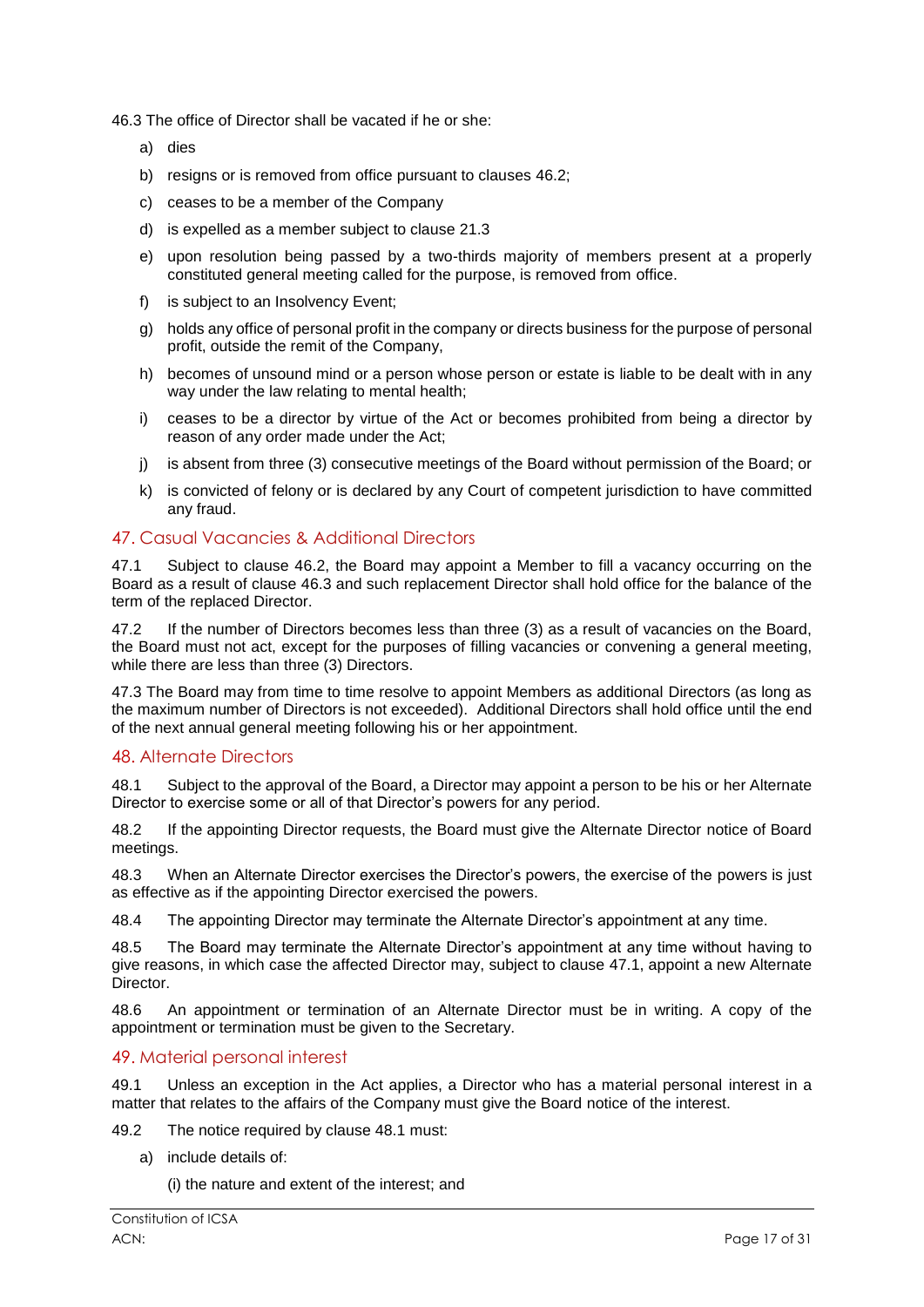46.3 The office of Director shall be vacated if he or she:

a) dies

b) resigns or is removed from office pursuant to clauses 46.2;

c) ceases to be a member of the Company

d) is expelled as a member subject to clause 21.3

e) upon resolution being passed by a two-thirds majority of members present at a properly constituted general meeting called for the purpose, is removed from office.

f) is subject to an Insolvency Event;

g) holds any office of personal profit in the company or directs business for the purpose of personal profit, outside the remit of the Company,

h) becomes of unsound mind or a person whose person or estate is liable to be dealt with in any way under the law relating to mental health;

i) ceases to be a director by virtue of the Act or becomes prohibited from being a director by reason of any order made under the Act;

j) is absent from three (3) consecutive meetings of the Board without permission of the Board; or

k) is convicted of felony or is declared by any Court of competent jurisdiction to have committed any fraud.

## 47. Casual Vacancies & Additional Directors

47.1 Subject to clause 46.2, the Board may appoint a Member to fill a vacancy occurring on the Board as a result of clause 46.3 and such replacement Director shall hold office for the balance of the term of the replaced Director.

47.2 If the number of Directors becomes less than three (3) as a result of vacancies on the Board, the Board must not act, except for the purposes of filling vacancies or convening a general meeting, while there are less than three (3) Directors.

47.3 The Board may from time to time resolve to appoint Members as additional Directors (as long as the maximum number of Directors is not exceeded). Additional Directors shall hold office until the end of the next annual general meeting following his or her appointment.

## 48. Alternate Directors

48.1 Subject to the approval of the Board, a Director may appoint a person to be his or her Alternate Director to exercise some or all of that Director's powers for any period.

48.2 If the appointing Director requests, the Board must give the Alternate Director notice of Board meetings.

48.3 When an Alternate Director exercises the Director's powers, the exercise of the powers is just as effective as if the appointing Director exercised the powers.

48.4 The appointing Director may terminate the Alternate Director's appointment at any time.

48.5 The Board may terminate the Alternate Director's appointment at any time without having to give reasons, in which case the affected Director may, subject to clause 47.1, appoint a new Alternate Director.

48.6 An appointment or termination of an Alternate Director must be in writing. A copy of the appointment or termination must be given to the Secretary.

## 49. Material personal interest

49.1 Unless an exception in the Act applies, a Director who has a material personal interest in a matter that relates to the affairs of the Company must give the Board notice of the interest.

49.2 The notice required by clause 48.1 must:

a) include details of:

(i) the nature and extent of the interest; and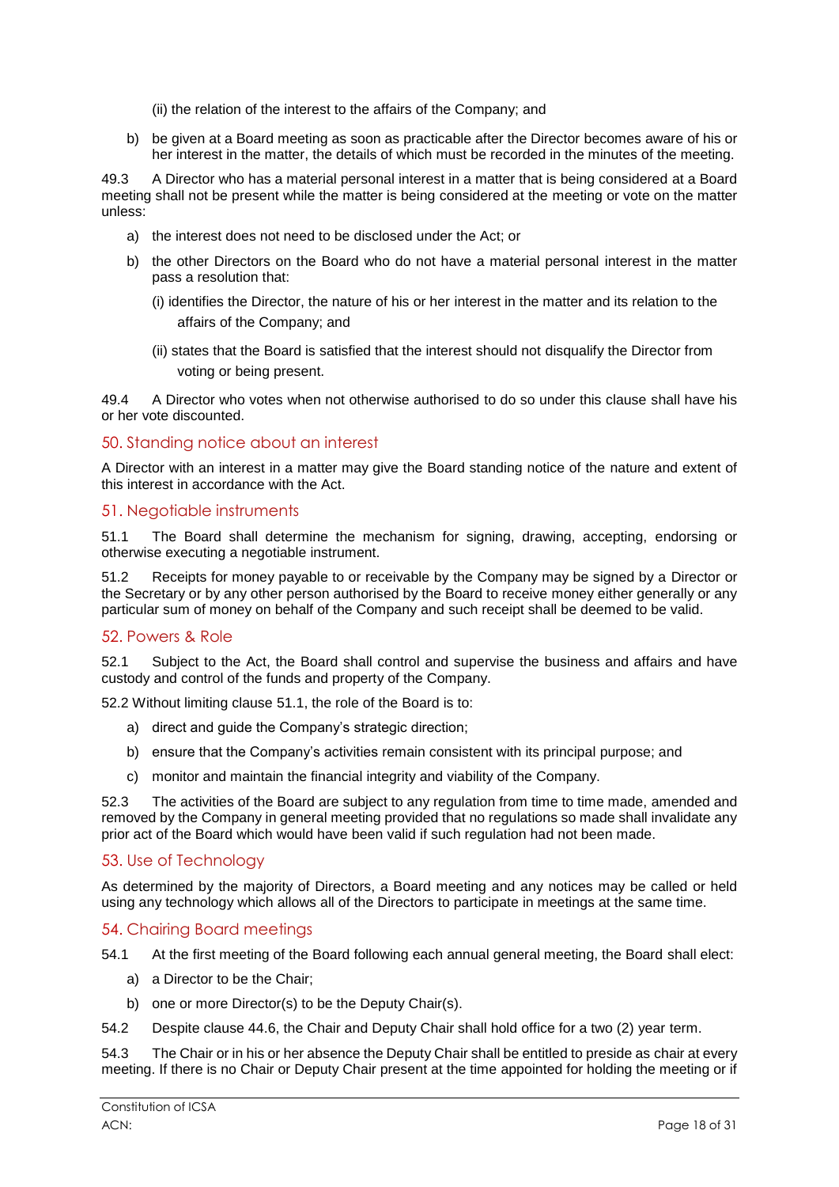(ii) the relation of the interest to the affairs of the Company; and

b) be given at a Board meeting as soon as practicable after the Director becomes aware of his or her interest in the matter, the details of which must be recorded in the minutes of the meeting.

49.3 A Director who has a material personal interest in a matter that is being considered at a Board meeting shall not be present while the matter is being considered at the meeting or vote on the matter unless:

a) the interest does not need to be disclosed under the Act; or

b) the other Directors on the Board who do not have a material personal interest in the matter pass a resolution that:

(i) identifies the Director, the nature of his or her interest in the matter and its relation to the affairs of the Company; and

(ii) states that the Board is satisfied that the interest should not disqualify the Director from voting or being present.

49.4 A Director who votes when not otherwise authorised to do so under this clause shall have his or her vote discounted.

## 50. Standing notice about an interest

A Director with an interest in a matter may give the Board standing notice of the nature and extent of this interest in accordance with the Act.

## 51. Negotiable instruments

51.1 The Board shall determine the mechanism for signing, drawing, accepting, endorsing or otherwise executing a negotiable instrument.

51.2 Receipts for money payable to or receivable by the Company may be signed by a Director or the Secretary or by any other person authorised by the Board to receive money either generally or any particular sum of money on behalf of the Company and such receipt shall be deemed to be valid.

## 52. Powers & Role

52.1 Subject to the Act, the Board shall control and supervise the business and affairs and have custody and control of the funds and property of the Company.

52.2 Without limiting clause 51.1, the role of the Board is to:

a) direct and guide the Company's strategic direction;

b) ensure that the Company's activities remain consistent with its principal purpose; and

c) monitor and maintain the financial integrity and viability of the Company.

52.3 The activities of the Board are subject to any regulation from time to time made, amended and removed by the Company in general meeting provided that no regulations so made shall invalidate any prior act of the Board which would have been valid if such regulation had not been made.

## 53. Use of Technology

As determined by the majority of Directors, a Board meeting and any notices may be called or held using any technology which allows all of the Directors to participate in meetings at the same time.

## 54. Chairing Board meetings

54.1 At the first meeting of the Board following each annual general meeting, the Board shall elect:

a) a Director to be the Chair;

b) one or more Director(s) to be the Deputy Chair(s).

54.2 Despite clause 44.6, the Chair and Deputy Chair shall hold office for a two (2) year term.

54.3 The Chair or in his or her absence the Deputy Chair shall be entitled to preside as chair at every meeting. If there is no Chair or Deputy Chair present at the time appointed for holding the meeting or if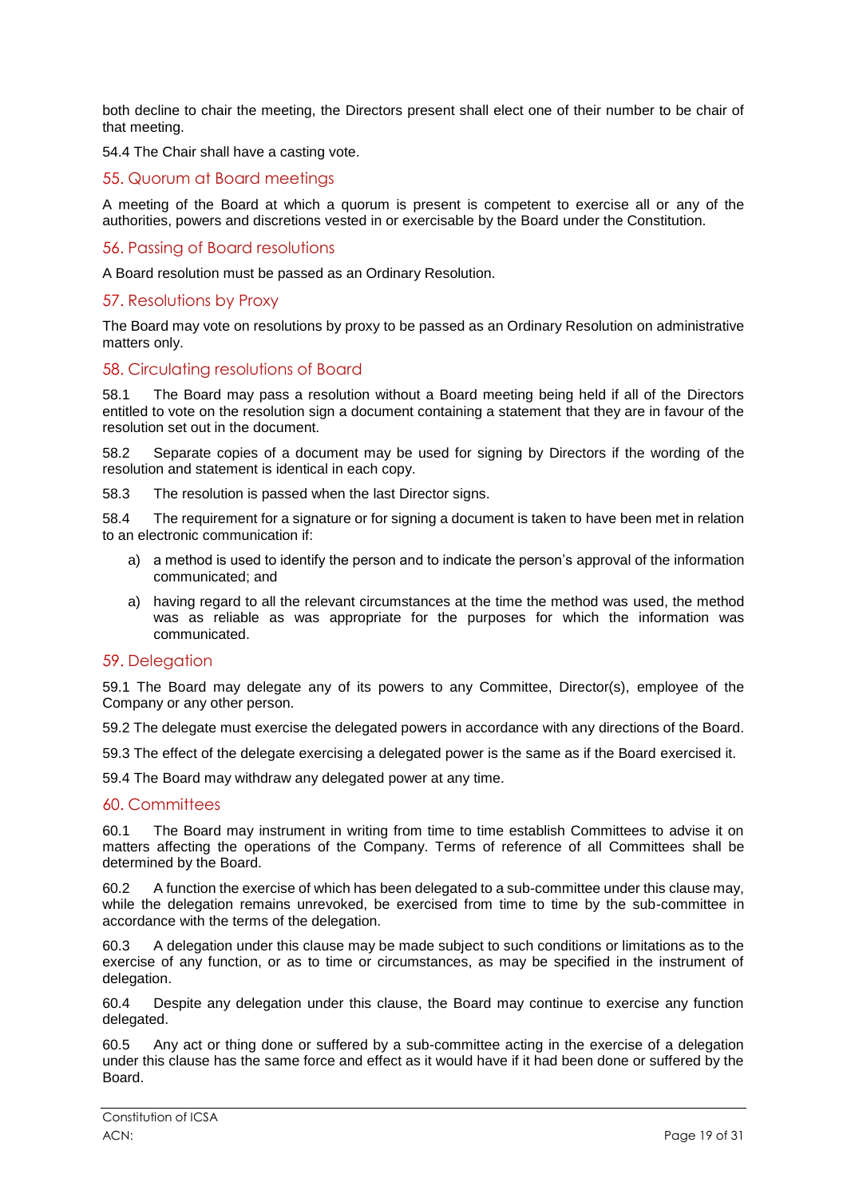both decline to chair the meeting, the Directors present shall elect one of their number to be chair of that meeting.

54.4 The Chair shall have a casting vote.

## 55. Quorum at Board meetings

A meeting of the Board at which a quorum is present is competent to exercise all or any of the authorities, powers and discretions vested in or exercisable by the Board under the Constitution.

## 56. Passing of Board resolutions

A Board resolution must be passed as an Ordinary Resolution.

## 57. Resolutions by Proxy

The Board may vote on resolutions by proxy to be passed as an Ordinary Resolution on administrative matters only.

## 58. Circulating resolutions of Board

58.1 The Board may pass a resolution without a Board meeting being held if all of the Directors entitled to vote on the resolution sign a document containing a statement that they are in favour of the resolution set out in the document.

58.2 Separate copies of a document may be used for signing by Directors if the wording of the resolution and statement is identical in each copy.

58.3 The resolution is passed when the last Director signs.

58.4 The requirement for a signature or for signing a document is taken to have been met in relation to an electronic communication if:

a) a method is used to identify the person and to indicate the person's approval of the information communicated; and

a) having regard to all the relevant circumstances at the time the method was used, the method was as reliable as was appropriate for the purposes for which the information was communicated.

## 59. Delegation

59.1 The Board may delegate any of its powers to any Committee, Director(s), employee of the Company or any other person.

59.2 The delegate must exercise the delegated powers in accordance with any directions of the Board.

59.3 The effect of the delegate exercising a delegated power is the same as if the Board exercised it.

59.4 The Board may withdraw any delegated power at any time.

## 60. Committees

60.1 The Board may instrument in writing from time to time establish Committees to advise it on matters affecting the operations of the Company. Terms of reference of all Committees shall be determined by the Board.

60.2 A function the exercise of which has been delegated to a sub-committee under this clause may, while the delegation remains unrevoked, be exercised from time to time by the sub-committee in accordance with the terms of the delegation.

60.3 A delegation under this clause may be made subject to such conditions or limitations as to the exercise of any function, or as to time or circumstances, as may be specified in the instrument of delegation.

60.4 Despite any delegation under this clause, the Board may continue to exercise any function delegated.

60.5 Any act or thing done or suffered by a sub-committee acting in the exercise of a delegation under this clause has the same force and effect as it would have if it had been done or suffered by the Board.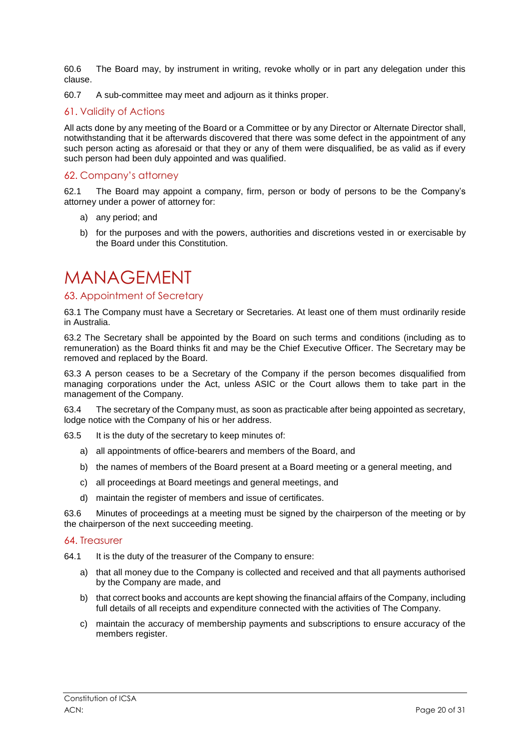60.6 The Board may, by instrument in writing, revoke wholly or in part any delegation under this clause.

60.7 A sub-committee may meet and adjourn as it thinks proper.

## 61. Validity of Actions

All acts done by any meeting of the Board or a Committee or by any Director or Alternate Director shall, notwithstanding that it be afterwards discovered that there was some defect in the appointment of any such person acting as aforesaid or that they or any of them were disqualified, be as valid as if every such person had been duly appointed and was qualified.

## 62. Company's attorney

62.1 The Board may appoint a company, firm, person or body of persons to be the Company's attorney under a power of attorney for:

a) any period; and

b) for the purposes and with the powers, authorities and discretions vested in or exercisable by the Board under this Constitution.

# MANAGEMENT

## 63. Appointment of Secretary

63.1 The Company must have a Secretary or Secretaries. At least one of them must ordinarily reside in Australia.

63.2 The Secretary shall be appointed by the Board on such terms and conditions (including as to remuneration) as the Board thinks fit and may be the Chief Executive Officer. The Secretary may be removed and replaced by the Board.

63.3 A person ceases to be a Secretary of the Company if the person becomes disqualified from managing corporations under the Act, unless ASIC or the Court allows them to take part in the management of the Company.

63.4 The secretary of the Company must, as soon as practicable after being appointed as secretary, lodge notice with the Company of his or her address.

63.5 It is the duty of the secretary to keep minutes of:

a) all appointments of office-bearers and members of the Board, and

b) the names of members of the Board present at a Board meeting or a general meeting, and

c) all proceedings at Board meetings and general meetings, and

d) maintain the register of members and issue of certificates.

63.6 Minutes of proceedings at a meeting must be signed by the chairperson of the meeting or by the chairperson of the next succeeding meeting.

## 64. Treasurer

64.1 It is the duty of the treasurer of the Company to ensure:

a) that all money due to the Company is collected and received and that all payments authorised by the Company are made, and

b) that correct books and accounts are kept showing the financial affairs of the Company, including full details of all receipts and expenditure connected with the activities of The Company.

c) maintain the accuracy of membership payments and subscriptions to ensure accuracy of the members register.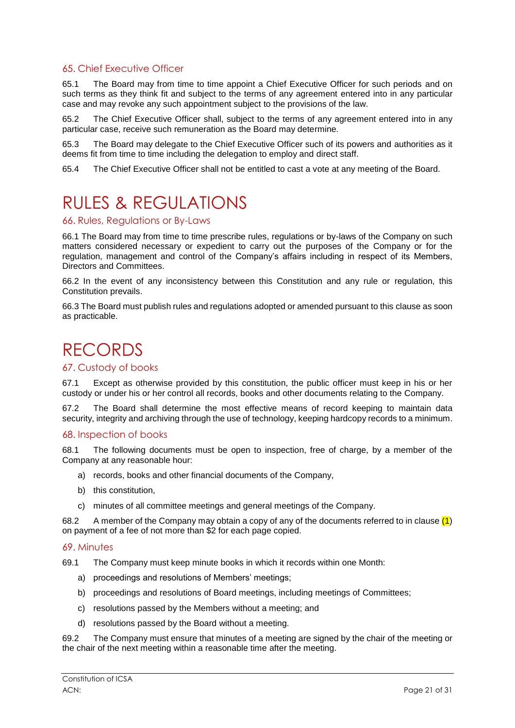## 65. Chief Executive Officer

65.1 The Board may from time to time appoint a Chief Executive Officer for such periods and on such terms as they think fit and subject to the terms of any agreement entered into in any particular case and may revoke any such appointment subject to the provisions of the law.

65.2 The Chief Executive Officer shall, subject to the terms of any agreement entered into in any particular case, receive such remuneration as the Board may determine.

65.3 The Board may delegate to the Chief Executive Officer such of its powers and authorities as it deems fit from time to time including the delegation to employ and direct staff.

65.4 The Chief Executive Officer shall not be entitled to cast a vote at any meeting of the Board.

# RULES & REGULATIONS

## 66. Rules, Regulations or By-Laws

66.1 The Board may from time to time prescribe rules, regulations or by-laws of the Company on such matters considered necessary or expedient to carry out the purposes of the Company or for the regulation, management and control of the Company's affairs including in respect of its Members, Directors and Committees.

66.2 In the event of any inconsistency between this Constitution and any rule or regulation, this Constitution prevails.

66.3 The Board must publish rules and regulations adopted or amended pursuant to this clause as soon as practicable.

# RECORDS

## 67. Custody of books

67.1 Except as otherwise provided by this constitution, the public officer must keep in his or her custody or under his or her control all records, books and other documents relating to the Company.

67.2 The Board shall determine the most effective means of record keeping to maintain data security, integrity and archiving through the use of technology, keeping hardcopy records to a minimum.

## 68. Inspection of books

68.1 The following documents must be open to inspection, free of charge, by a member of the Company at any reasonable hour:

a) records, books and other financial documents of the Company,

b) this constitution,

c) minutes of all committee meetings and general meetings of the Company.

68.2 A member of the Company may obtain a copy of any of the documents referred to in clause (1) on payment of a fee of not more than $2 for each page copied.

## 69. Minutes

69.1 The Company must keep minute books in which it records within one Month:

a) proceedings and resolutions of Members' meetings;

b) proceedings and resolutions of Board meetings, including meetings of Committees;

c) resolutions passed by the Members without a meeting; and

d) resolutions passed by the Board without a meeting.

69.2 The Company must ensure that minutes of a meeting are signed by the chair of the meeting or the chair of the next meeting within a reasonable time after the meeting.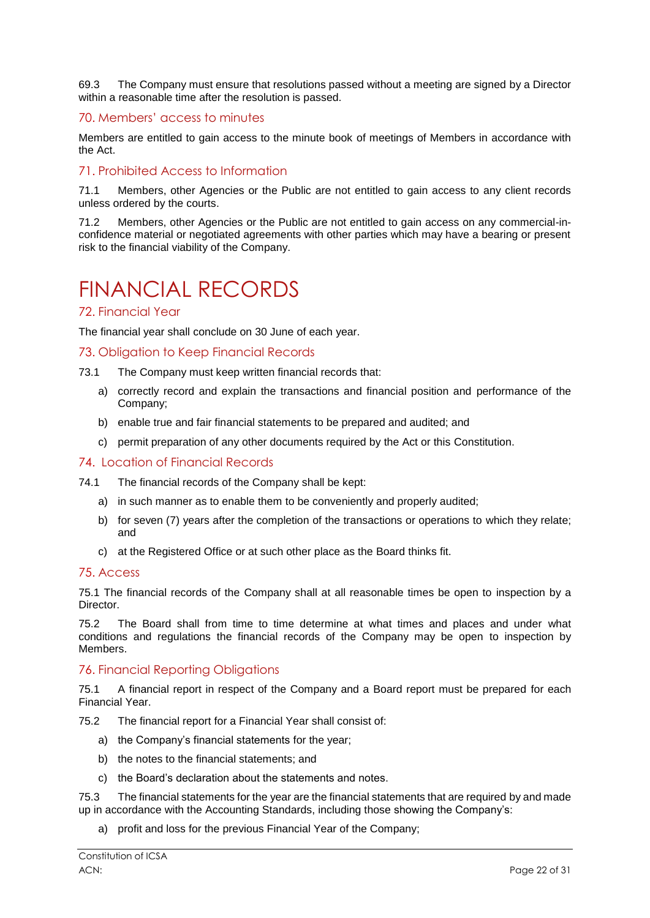69.3 The Company must ensure that resolutions passed without a meeting are signed by a Director within a reasonable time after the resolution is passed.

### 70. Members' access to minutes

Members are entitled to gain access to the minute book of meetings of Members in accordance with the Act.

### 71. Prohibited Access to Information

71.1 Members, other Agencies or the Public are not entitled to gain access to any client records unless ordered by the courts.

71.2 Members, other Agencies or the Public are not entitled to gain access on any commercial-in-confidence material or negotiated agreements with other parties which may have a bearing or present risk to the financial viability of the Company.

# FINANCIAL RECORDS

### 72. Financial Year

The financial year shall conclude on 30 June of each year.

### 73. Obligation to Keep Financial Records

73.1 The Company must keep written financial records that:

a) correctly record and explain the transactions and financial position and performance of the Company;

b) enable true and fair financial statements to be prepared and audited; and

c) permit preparation of any other documents required by the Act or this Constitution.

### 74. Location of Financial Records

74.1 The financial records of the Company shall be kept:

a) in such manner as to enable them to be conveniently and properly audited;

b) for seven (7) years after the completion of the transactions or operations to which they relate; and

c) at the Registered Office or at such other place as the Board thinks fit.

### 75. Access

75.1 The financial records of the Company shall at all reasonable times be open to inspection by a Director.

75.2 The Board shall from time to time determine at what times and places and under what conditions and regulations the financial records of the Company may be open to inspection by Members.

### 76. Financial Reporting Obligations

75.1 A financial report in respect of the Company and a Board report must be prepared for each Financial Year.

75.2 The financial report for a Financial Year shall consist of:

a) the Company's financial statements for the year;

b) the notes to the financial statements; and

c) the Board's declaration about the statements and notes.

75.3 The financial statements for the year are the financial statements that are required by and made up in accordance with the Accounting Standards, including those showing the Company's:

a) profit and loss for the previous Financial Year of the Company;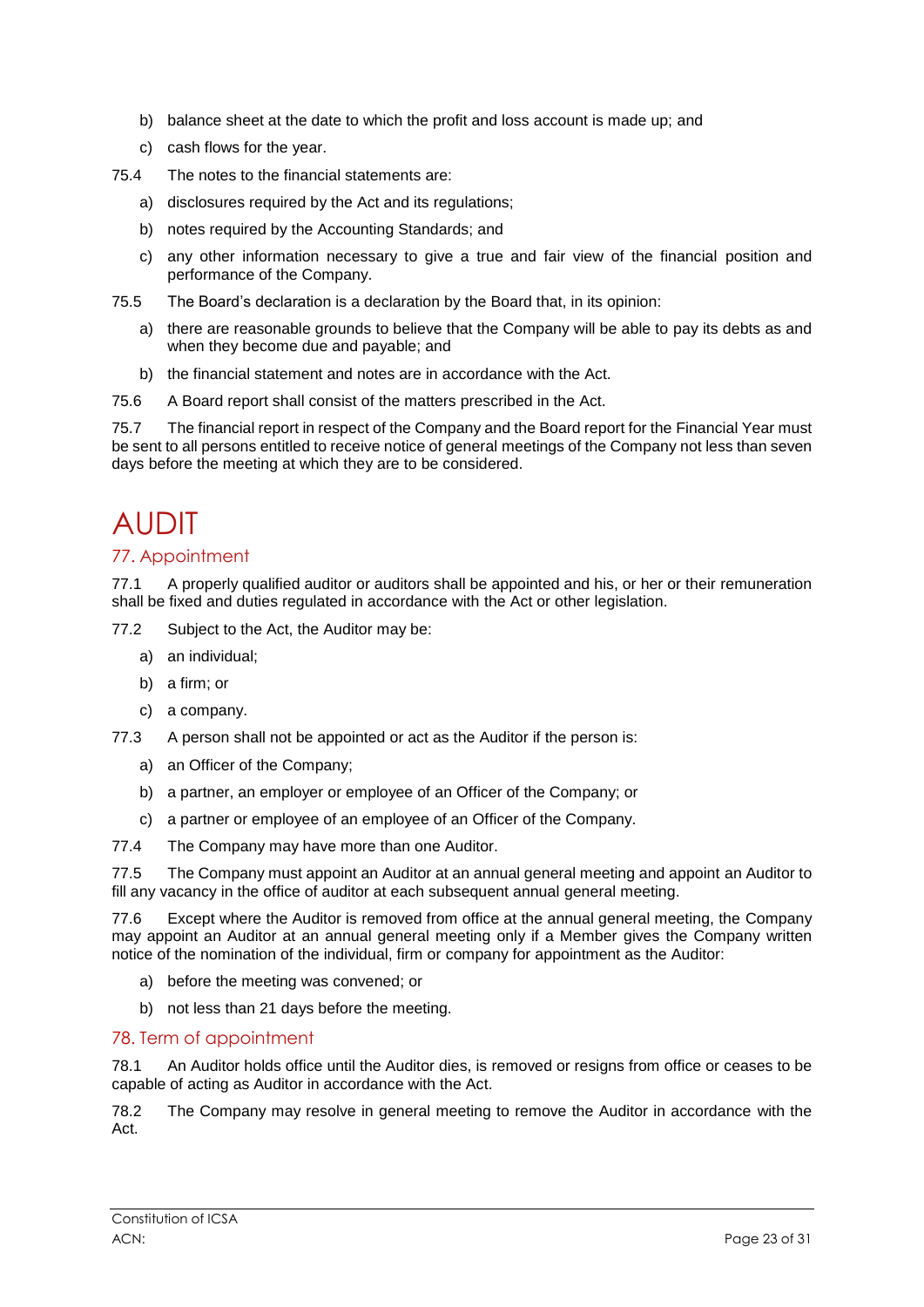b) balance sheet at the date to which the profit and loss account is made up; and

c) cash flows for the year.

75.4 The notes to the financial statements are:

a) disclosures required by the Act and its regulations;

b) notes required by the Accounting Standards; and

c) any other information necessary to give a true and fair view of the financial position and performance of the Company.

75.5 The Board's declaration is a declaration by the Board that, in its opinion:

a) there are reasonable grounds to believe that the Company will be able to pay its debts as and when they become due and payable; and

b) the financial statement and notes are in accordance with the Act.

75.6 A Board report shall consist of the matters prescribed in the Act.

75.7 The financial report in respect of the Company and the Board report for the Financial Year must be sent to all persons entitled to receive notice of general meetings of the Company not less than seven days before the meeting at which they are to be considered.

# AUDIT

## 77. Appointment

77.1 A properly qualified auditor or auditors shall be appointed and his, or her or their remuneration shall be fixed and duties regulated in accordance with the Act or other legislation.

77.2 Subject to the Act, the Auditor may be:

a) an individual;

b) a firm; or

c) a company.

77.3 A person shall not be appointed or act as the Auditor if the person is:

a) an Officer of the Company;

b) a partner, an employer or employee of an Officer of the Company; or

c) a partner or employee of an employee of an Officer of the Company.

77.4 The Company may have more than one Auditor.

77.5 The Company must appoint an Auditor at an annual general meeting and appoint an Auditor to fill any vacancy in the office of auditor at each subsequent annual general meeting.

77.6 Except where the Auditor is removed from office at the annual general meeting, the Company may appoint an Auditor at an annual general meeting only if a Member gives the Company written notice of the nomination of the individual, firm or company for appointment as the Auditor:

a) before the meeting was convened; or

b) not less than 21 days before the meeting.

## 78. Term of appointment

78.1 An Auditor holds office until the Auditor dies, is removed or resigns from office or ceases to be capable of acting as Auditor in accordance with the Act.

78.2 The Company may resolve in general meeting to remove the Auditor in accordance with the Act.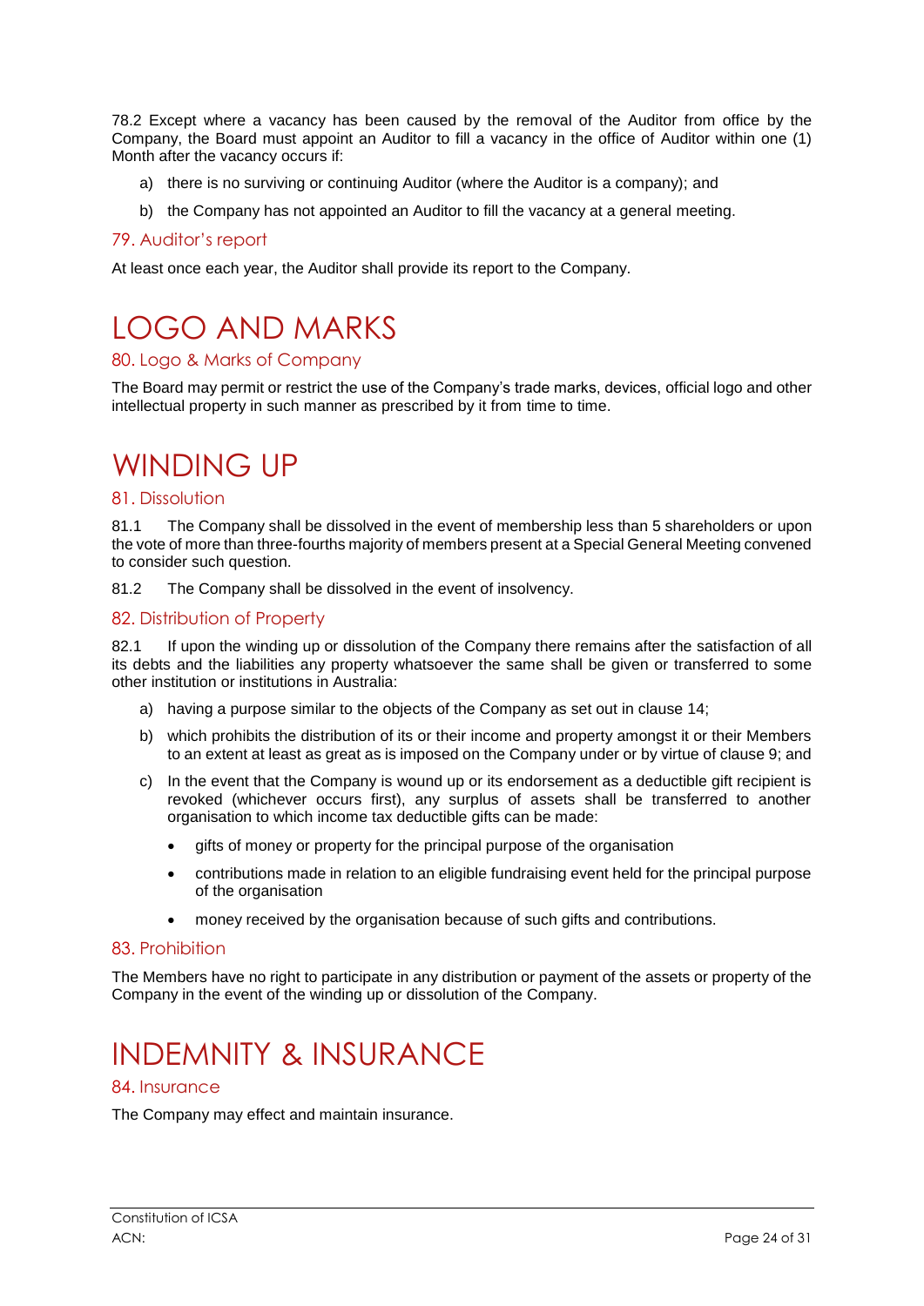78.2 Except where a vacancy has been caused by the removal of the Auditor from office by the Company, the Board must appoint an Auditor to fill a vacancy in the office of Auditor within one (1) Month after the vacancy occurs if:

a) there is no surviving or continuing Auditor (where the Auditor is a company); and

b) the Company has not appointed an Auditor to fill the vacancy at a general meeting.

### 79. Auditor's report

At least once each year, the Auditor shall provide its report to the Company.

# LOGO AND MARKS

### 80. Logo & Marks of Company

The Board may permit or restrict the use of the Company's trade marks, devices, official logo and other intellectual property in such manner as prescribed by it from time to time.

# WINDING UP

### 81. Dissolution

81.1 The Company shall be dissolved in the event of membership less than 5 shareholders or upon the vote of more than three-fourths majority of members present at a Special General Meeting convened to consider such question.

81.2 The Company shall be dissolved in the event of insolvency.

### 82. Distribution of Property

82.1 If upon the winding up or dissolution of the Company there remains after the satisfaction of all its debts and the liabilities any property whatsoever the same shall be given or transferred to some other institution or institutions in Australia:

a) having a purpose similar to the objects of the Company as set out in clause 14;

b) which prohibits the distribution of its or their income and property amongst it or their Members to an extent at least as great as is imposed on the Company under or by virtue of clause 9; and

c) In the event that the Company is wound up or its endorsement as a deductible gift recipient is revoked (whichever occurs first), any surplus of assets shall be transferred to another organisation to which income tax deductible gifts can be made:

- gifts of money or property for the principal purpose of the organisation
- contributions made in relation to an eligible fundraising event held for the principal purpose of the organisation
- money received by the organisation because of such gifts and contributions.

### 83. Prohibition

The Members have no right to participate in any distribution or payment of the assets or property of the Company in the event of the winding up or dissolution of the Company.

# INDEMNITY & INSURANCE

### 84. Insurance

The Company may effect and maintain insurance.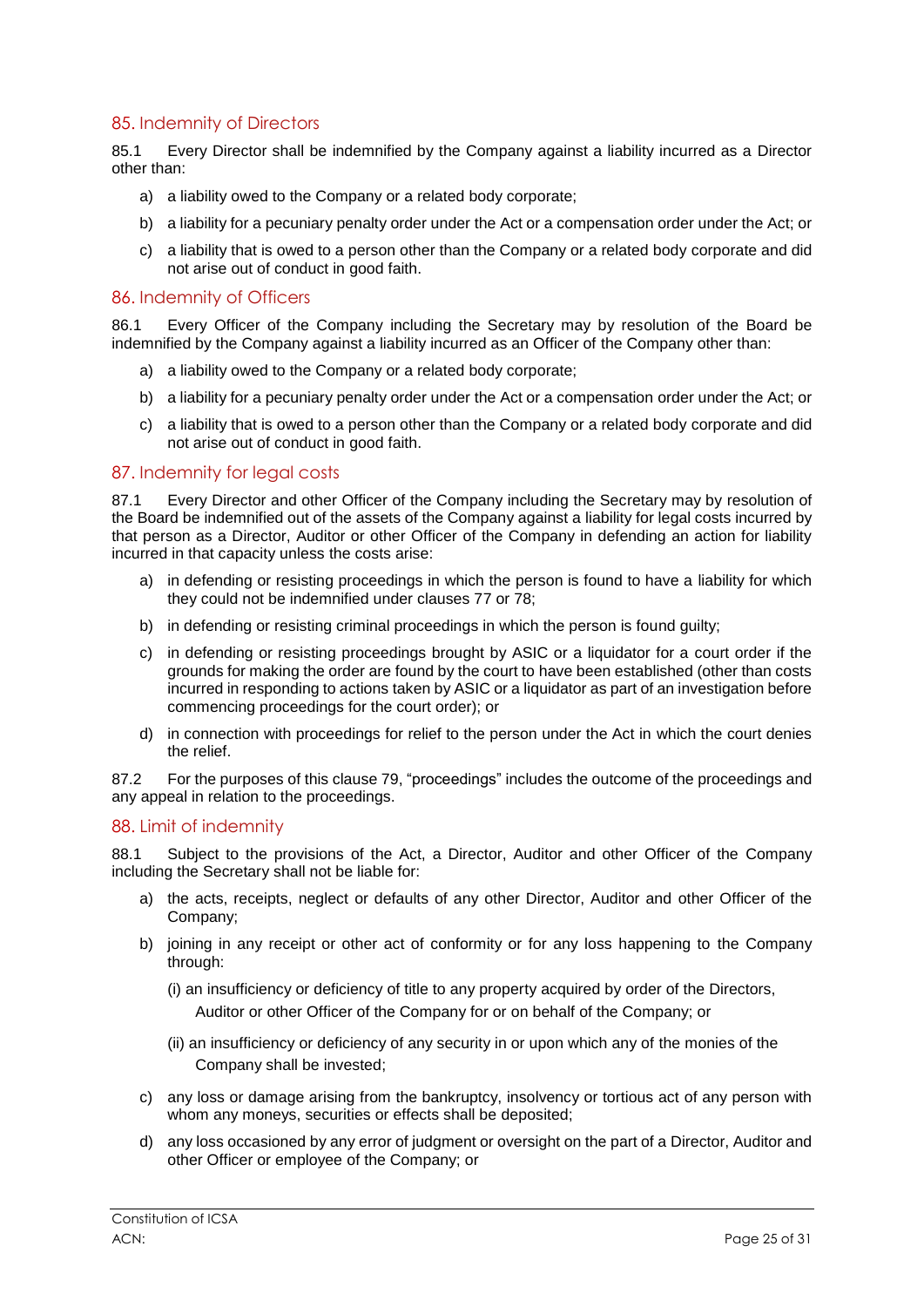## 85. Indemnity of Directors

85.1 Every Director shall be indemnified by the Company against a liability incurred as a Director other than:

a) a liability owed to the Company or a related body corporate;

b) a liability for a pecuniary penalty order under the Act or a compensation order under the Act; or

c) a liability that is owed to a person other than the Company or a related body corporate and did not arise out of conduct in good faith.

## 86. Indemnity of Officers

86.1 Every Officer of the Company including the Secretary may by resolution of the Board be indemnified by the Company against a liability incurred as an Officer of the Company other than:

a) a liability owed to the Company or a related body corporate;

b) a liability for a pecuniary penalty order under the Act or a compensation order under the Act; or

c) a liability that is owed to a person other than the Company or a related body corporate and did not arise out of conduct in good faith.

## 87. Indemnity for legal costs

87.1 Every Director and other Officer of the Company including the Secretary may by resolution of the Board be indemnified out of the assets of the Company against a liability for legal costs incurred by that person as a Director, Auditor or other Officer of the Company in defending an action for liability incurred in that capacity unless the costs arise:

a) in defending or resisting proceedings in which the person is found to have a liability for which they could not be indemnified under clauses 77 or 78;

b) in defending or resisting criminal proceedings in which the person is found guilty;

c) in defending or resisting proceedings brought by ASIC or a liquidator for a court order if the grounds for making the order are found by the court to have been established (other than costs incurred in responding to actions taken by ASIC or a liquidator as part of an investigation before commencing proceedings for the court order); or

d) in connection with proceedings for relief to the person under the Act in which the court denies the relief.

87.2 For the purposes of this clause 79, "proceedings" includes the outcome of the proceedings and any appeal in relation to the proceedings.

## 88. Limit of indemnity

88.1 Subject to the provisions of the Act, a Director, Auditor and other Officer of the Company including the Secretary shall not be liable for:

a) the acts, receipts, neglect or defaults of any other Director, Auditor and other Officer of the Company;

b) joining in any receipt or other act of conformity or for any loss happening to the Company through:

  (i) an insufficiency or deficiency of title to any property acquired by order of the Directors, Auditor or other Officer of the Company for or on behalf of the Company; or

  (ii) an insufficiency or deficiency of any security in or upon which any of the monies of the Company shall be invested;

c) any loss or damage arising from the bankruptcy, insolvency or tortious act of any person with whom any moneys, securities or effects shall be deposited;

d) any loss occasioned by any error of judgment or oversight on the part of a Director, Auditor and other Officer or employee of the Company; or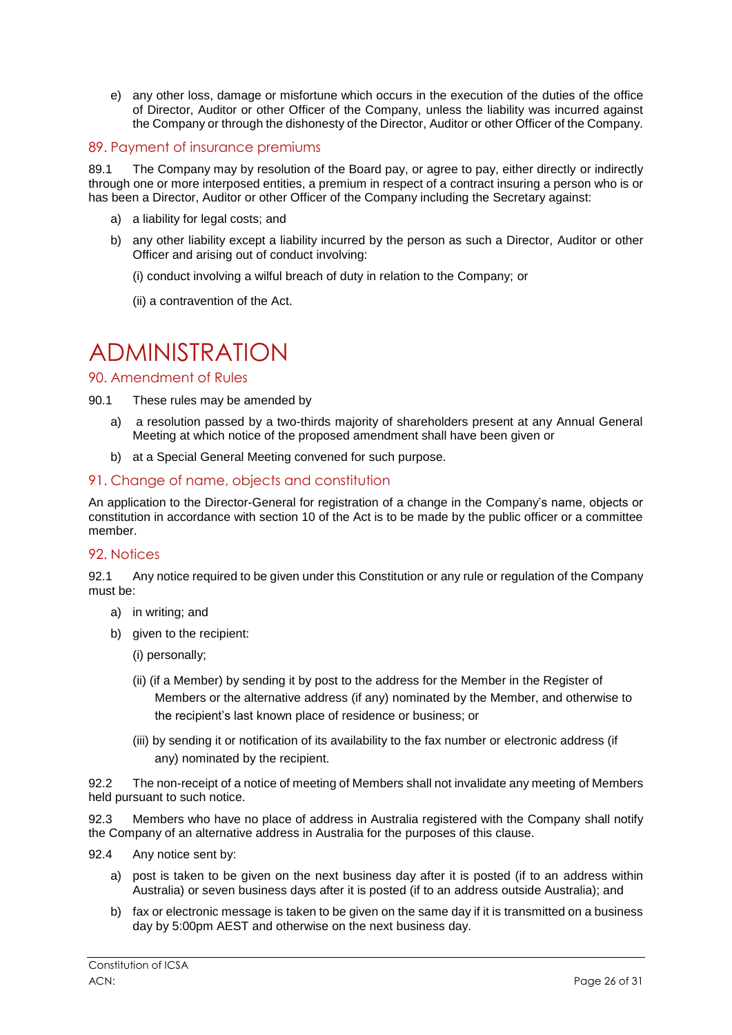e) any other loss, damage or misfortune which occurs in the execution of the duties of the office of Director, Auditor or other Officer of the Company, unless the liability was incurred against the Company or through the dishonesty of the Director, Auditor or other Officer of the Company.

## 89. Payment of insurance premiums

89.1 The Company may by resolution of the Board pay, or agree to pay, either directly or indirectly through one or more interposed entities, a premium in respect of a contract insuring a person who is or has been a Director, Auditor or other Officer of the Company including the Secretary against:

a) a liability for legal costs; and

b) any other liability except a liability incurred by the person as such a Director, Auditor or other Officer and arising out of conduct involving:

(i) conduct involving a wilful breach of duty in relation to the Company; or

(ii) a contravention of the Act.

# ADMINISTRATION

## 90. Amendment of Rules

90.1 These rules may be amended by

a) a resolution passed by a two-thirds majority of shareholders present at any Annual General Meeting at which notice of the proposed amendment shall have been given or

b) at a Special General Meeting convened for such purpose.

## 91. Change of name, objects and constitution

An application to the Director-General for registration of a change in the Company's name, objects or constitution in accordance with section 10 of the Act is to be made by the public officer or a committee member.

## 92. Notices

92.1 Any notice required to be given under this Constitution or any rule or regulation of the Company must be:

a) in writing; and

b) given to the recipient:

(i) personally;

(ii) (if a Member) by sending it by post to the address for the Member in the Register of Members or the alternative address (if any) nominated by the Member, and otherwise to the recipient's last known place of residence or business; or

(iii) by sending it or notification of its availability to the fax number or electronic address (if any) nominated by the recipient.

92.2 The non-receipt of a notice of meeting of Members shall not invalidate any meeting of Members held pursuant to such notice.

92.3 Members who have no place of address in Australia registered with the Company shall notify the Company of an alternative address in Australia for the purposes of this clause.

92.4 Any notice sent by:

a) post is taken to be given on the next business day after it is posted (if to an address within Australia) or seven business days after it is posted (if to an address outside Australia); and

b) fax or electronic message is taken to be given on the same day if it is transmitted on a business day by 5:00pm AEST and otherwise on the next business day.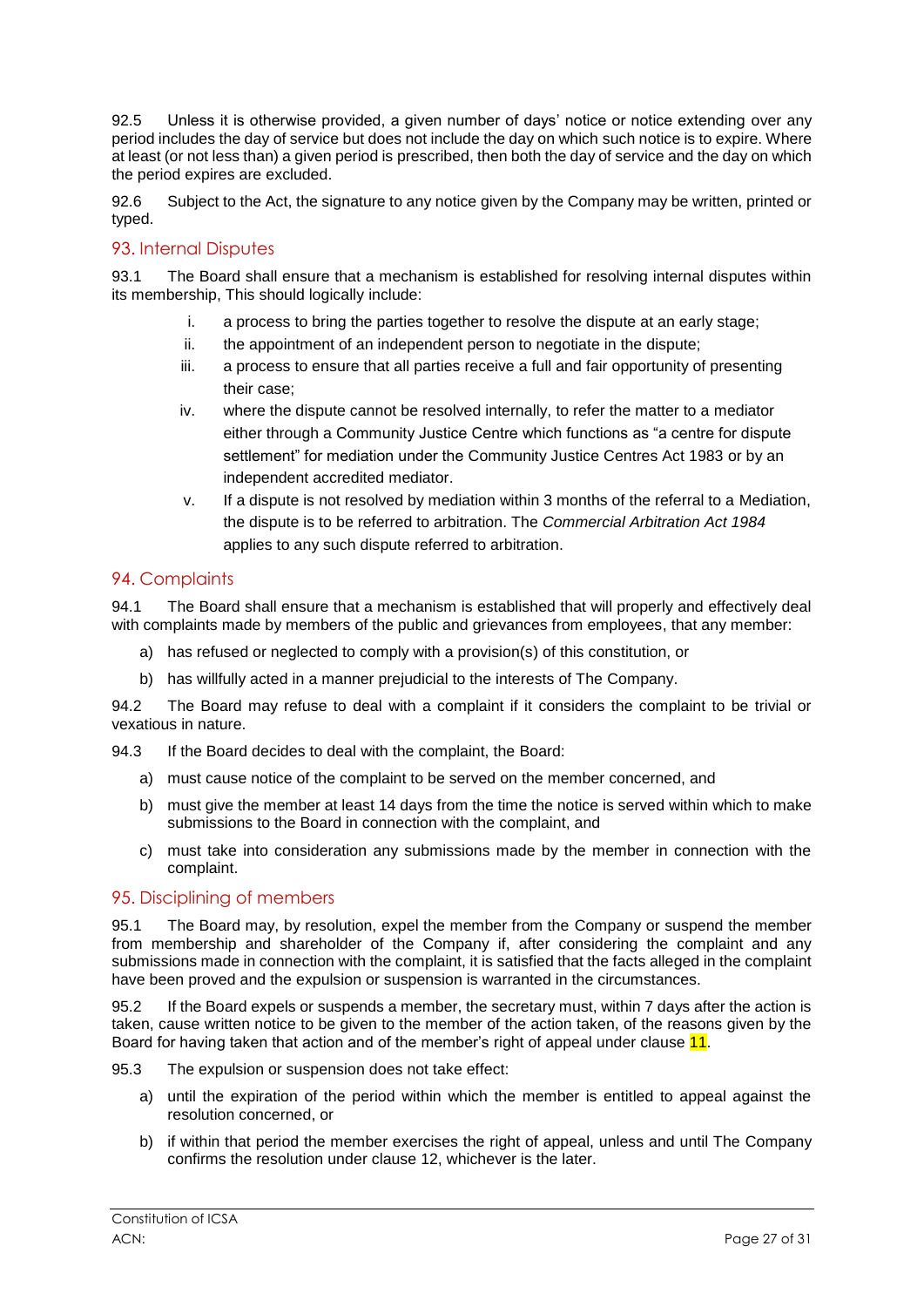92.5 Unless it is otherwise provided, a given number of days' notice or notice extending over any period includes the day of service but does not include the day on which such notice is to expire. Where at least (or not less than) a given period is prescribed, then both the day of service and the day on which the period expires are excluded.

92.6 Subject to the Act, the signature to any notice given by the Company may be written, printed or typed.

## 93. Internal Disputes

93.1 The Board shall ensure that a mechanism is established for resolving internal disputes within its membership, This should logically include:

i. a process to bring the parties together to resolve the dispute at an early stage;

ii. the appointment of an independent person to negotiate in the dispute;

iii. a process to ensure that all parties receive a full and fair opportunity of presenting their case;

iv. where the dispute cannot be resolved internally, to refer the matter to a mediator either through a Community Justice Centre which functions as "a centre for dispute settlement" for mediation under the Community Justice Centres Act 1983 or by an independent accredited mediator.

v. If a dispute is not resolved by mediation within 3 months of the referral to a Mediation, the dispute is to be referred to arbitration. The *Commercial Arbitration Act 1984* applies to any such dispute referred to arbitration.

## 94. Complaints

94.1 The Board shall ensure that a mechanism is established that will properly and effectively deal with complaints made by members of the public and grievances from employees, that any member:

a) has refused or neglected to comply with a provision(s) of this constitution, or

b) has willfully acted in a manner prejudicial to the interests of The Company.

94.2 The Board may refuse to deal with a complaint if it considers the complaint to be trivial or vexatious in nature.

94.3 If the Board decides to deal with the complaint, the Board:

a) must cause notice of the complaint to be served on the member concerned, and

b) must give the member at least 14 days from the time the notice is served within which to make submissions to the Board in connection with the complaint, and

c) must take into consideration any submissions made by the member in connection with the complaint.

## 95. Disciplining of members

95.1 The Board may, by resolution, expel the member from the Company or suspend the member from membership and shareholder of the Company if, after considering the complaint and any submissions made in connection with the complaint, it is satisfied that the facts alleged in the complaint have been proved and the expulsion or suspension is warranted in the circumstances.

95.2 If the Board expels or suspends a member, the secretary must, within 7 days after the action is taken, cause written notice to be given to the member of the action taken, of the reasons given by the Board for having taken that action and of the member's right of appeal under clause 11.

95.3 The expulsion or suspension does not take effect:

a) until the expiration of the period within which the member is entitled to appeal against the resolution concerned, or

b) if within that period the member exercises the right of appeal, unless and until The Company confirms the resolution under clause 12, whichever is the later.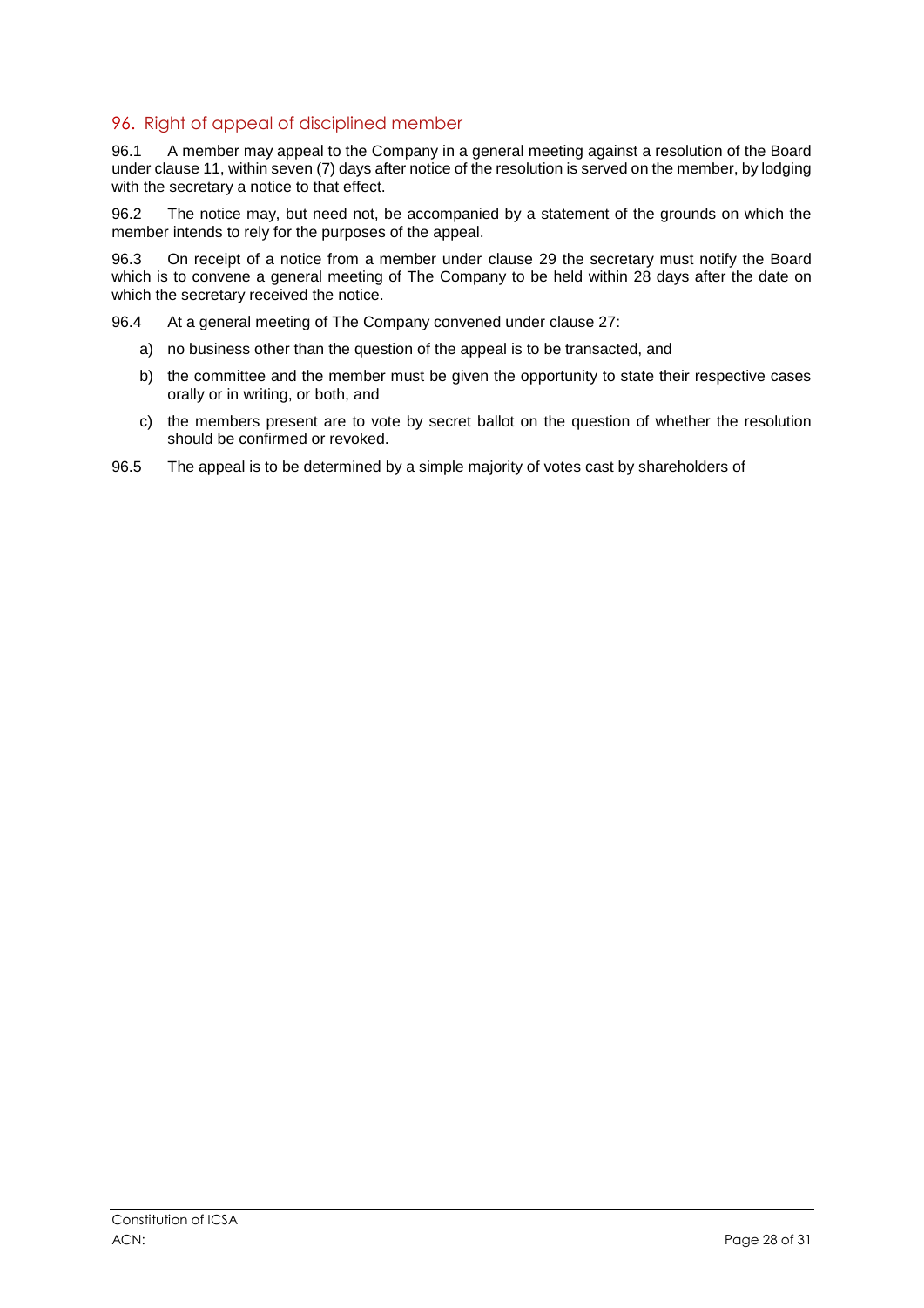## 96. Right of appeal of disciplined member

96.1 A member may appeal to the Company in a general meeting against a resolution of the Board under clause 11, within seven (7) days after notice of the resolution is served on the member, by lodging with the secretary a notice to that effect.

96.2 The notice may, but need not, be accompanied by a statement of the grounds on which the member intends to rely for the purposes of the appeal.

96.3 On receipt of a notice from a member under clause 29 the secretary must notify the Board which is to convene a general meeting of The Company to be held within 28 days after the date on which the secretary received the notice.

96.4 At a general meeting of The Company convened under clause 27:

a) no business other than the question of the appeal is to be transacted, and

b) the committee and the member must be given the opportunity to state their respective cases orally or in writing, or both, and

c) the members present are to vote by secret ballot on the question of whether the resolution should be confirmed or revoked.

96.5 The appeal is to be determined by a simple majority of votes cast by shareholders of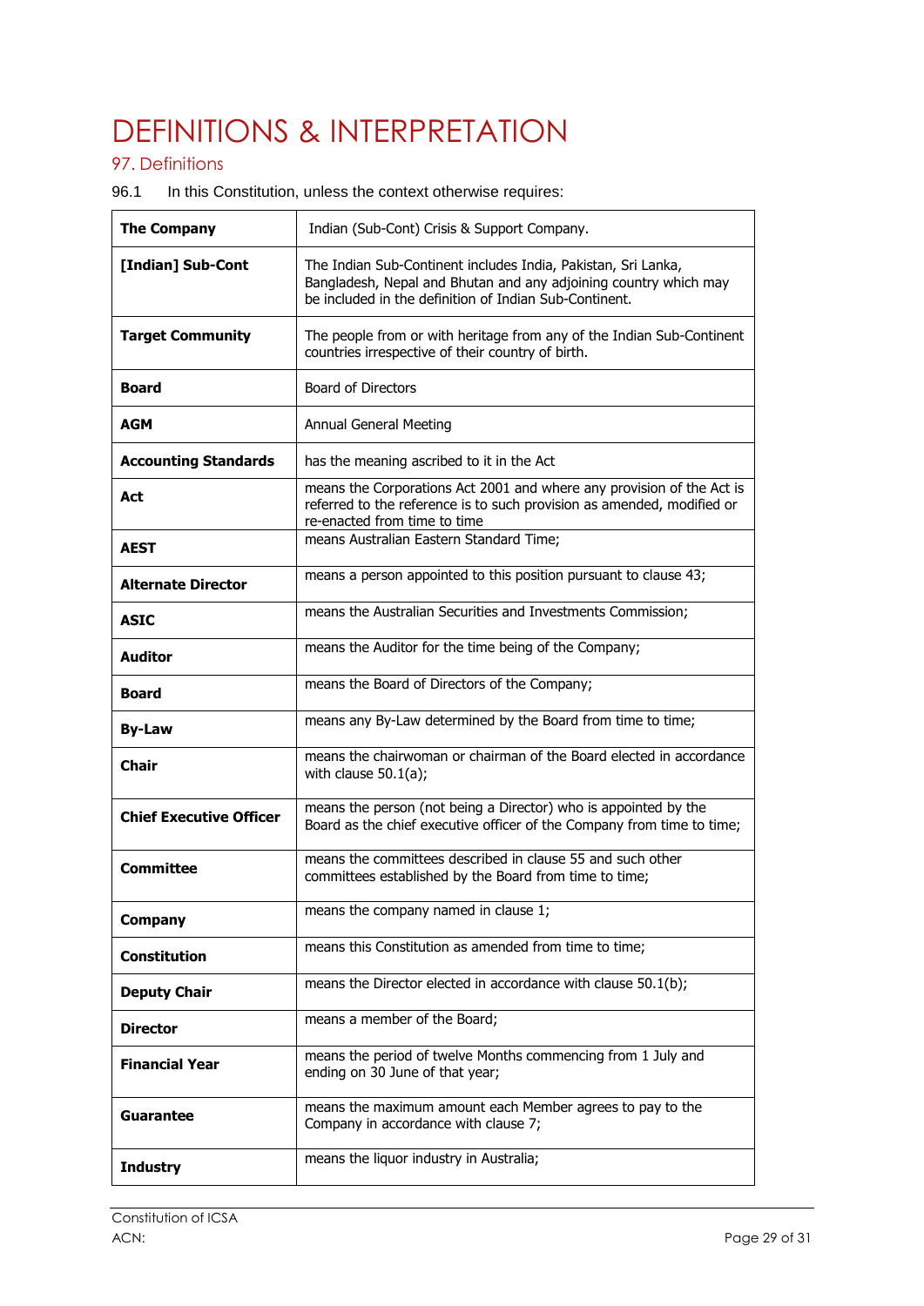# DEFINITIONS & INTERPRETATION

## 97. Definitions

96.1 In this Constitution, unless the context otherwise requires:

| | |
|---|---|
| **The Company** | Indian (Sub-Cont) Crisis & Support Company. |
| **[Indian] Sub-Cont** | The Indian Sub-Continent includes India, Pakistan, Sri Lanka, Bangladesh, Nepal and Bhutan and any adjoining country which may be included in the definition of Indian Sub-Continent. |
| **Target Community** | The people from or with heritage from any of the Indian Sub-Continent countries irrespective of their country of birth. |
| **Board** | Board of Directors |
| **AGM** | Annual General Meeting |
| **Accounting Standards** | has the meaning ascribed to it in the Act |
| **Act** | means the Corporations Act 2001 and where any provision of the Act is referred to the reference is to such provision as amended, modified or re-enacted from time to time |
| **AEST** | means Australian Eastern Standard Time; |
| **Alternate Director** | means a person appointed to this position pursuant to clause 43; |
| **ASIC** | means the Australian Securities and Investments Commission; |
| **Auditor** | means the Auditor for the time being of the Company; |
| **Board** | means the Board of Directors of the Company; |
| **By-Law** | means any By-Law determined by the Board from time to time; |
| **Chair** | means the chairwoman or chairman of the Board elected in accordance with clause 50.1(a); |
| **Chief Executive Officer** | means the person (not being a Director) who is appointed by the Board as the chief executive officer of the Company from time to time; |
| **Committee** | means the committees described in clause 55 and such other committees established by the Board from time to time; |
| **Company** | means the company named in clause 1; |
| **Constitution** | means this Constitution as amended from time to time; |
| **Deputy Chair** | means the Director elected in accordance with clause 50.1(b); |
| **Director** | means a member of the Board; |
| **Financial Year** | means the period of twelve Months commencing from 1 July and ending on 30 June of that year; |
| **Guarantee** | means the maximum amount each Member agrees to pay to the Company in accordance with clause 7; |
| **Industry** | means the liquor industry in Australia; |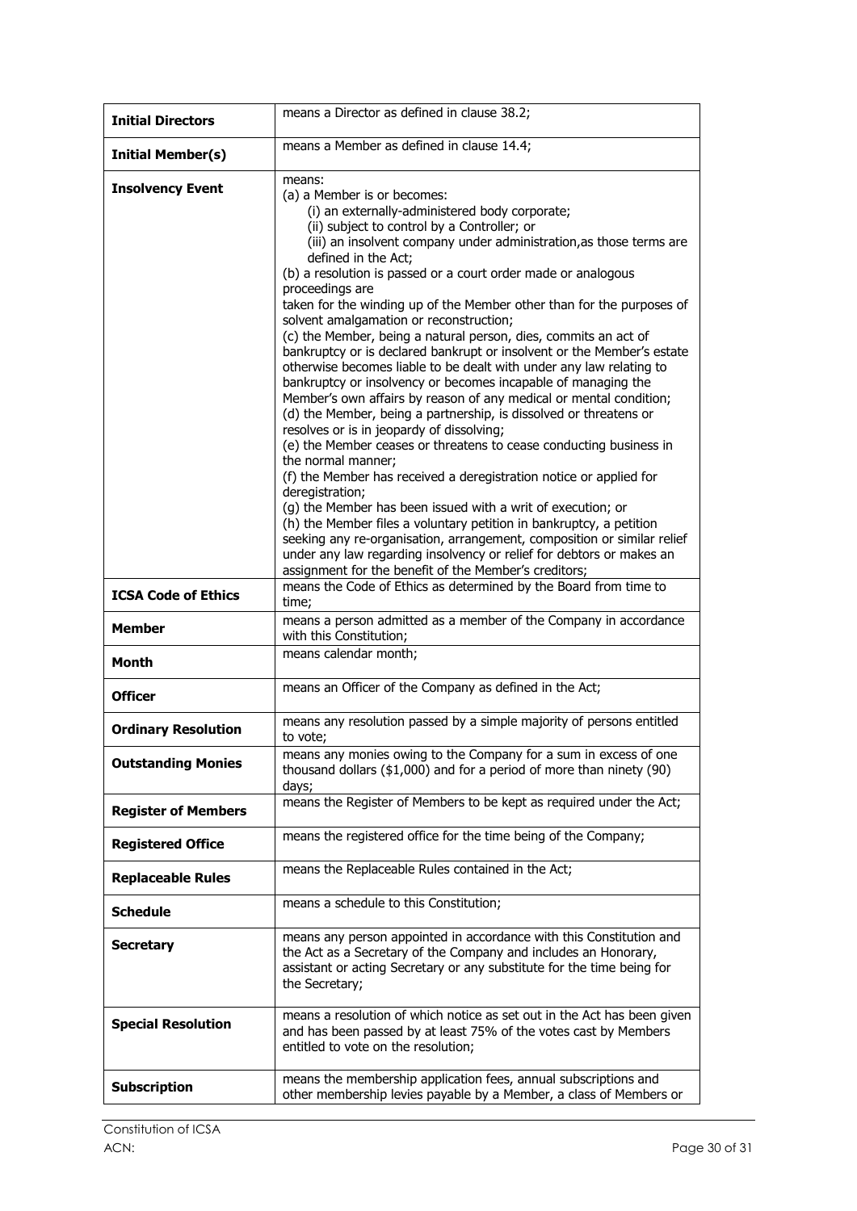| | |
|---|---|
| **Initial Directors** | means a Director as defined in clause 38.2; |
| **Initial Member(s)** | means a Member as defined in clause 14.4; |
| **Insolvency Event** | means:<br>(a) a Member is or becomes:<br>(i) an externally-administered body corporate;<br>(ii) subject to control by a Controller; or<br>(iii) an insolvent company under administration,as those terms are defined in the Act;<br>(b) a resolution is passed or a court order made or analogous proceedings are<br>taken for the winding up of the Member other than for the purposes of solvent amalgamation or reconstruction;<br>(c) the Member, being a natural person, dies, commits an act of bankruptcy or is declared bankrupt or insolvent or the Member's estate otherwise becomes liable to be dealt with under any law relating to bankruptcy or insolvency or becomes incapable of managing the Member's own affairs by reason of any medical or mental condition;<br>(d) the Member, being a partnership, is dissolved or threatens or resolves or is in jeopardy of dissolving;<br>(e) the Member ceases or threatens to cease conducting business in the normal manner;<br>(f) the Member has received a deregistration notice or applied for deregistration;<br>(g) the Member has been issued with a writ of execution; or<br>(h) the Member files a voluntary petition in bankruptcy, a petition seeking any re-organisation, arrangement, composition or similar relief under any law regarding insolvency or relief for debtors or makes an assignment for the benefit of the Member's creditors; |
| **ICSA Code of Ethics** | means the Code of Ethics as determined by the Board from time to time; |
| **Member** | means a person admitted as a member of the Company in accordance with this Constitution; |
| **Month** | means calendar month; |
| **Officer** | means an Officer of the Company as defined in the Act; |
| **Ordinary Resolution** | means any resolution passed by a simple majority of persons entitled to vote; |
| **Outstanding Monies** | means any monies owing to the Company for a sum in excess of one thousand dollars ($1,000) and for a period of more than ninety (90) days; |
| **Register of Members** | means the Register of Members to be kept as required under the Act; |
| **Registered Office** | means the registered office for the time being of the Company; |
| **Replaceable Rules** | means the Replaceable Rules contained in the Act; |
| **Schedule** | means a schedule to this Constitution; |
| **Secretary** | means any person appointed in accordance with this Constitution and the Act as a Secretary of the Company and includes an Honorary, assistant or acting Secretary or any substitute for the time being for the Secretary; |
| **Special Resolution** | means a resolution of which notice as set out in the Act has been given and has been passed by at least 75% of the votes cast by Members entitled to vote on the resolution; |
| **Subscription** | means the membership application fees, annual subscriptions and other membership levies payable by a Member, a class of Members or |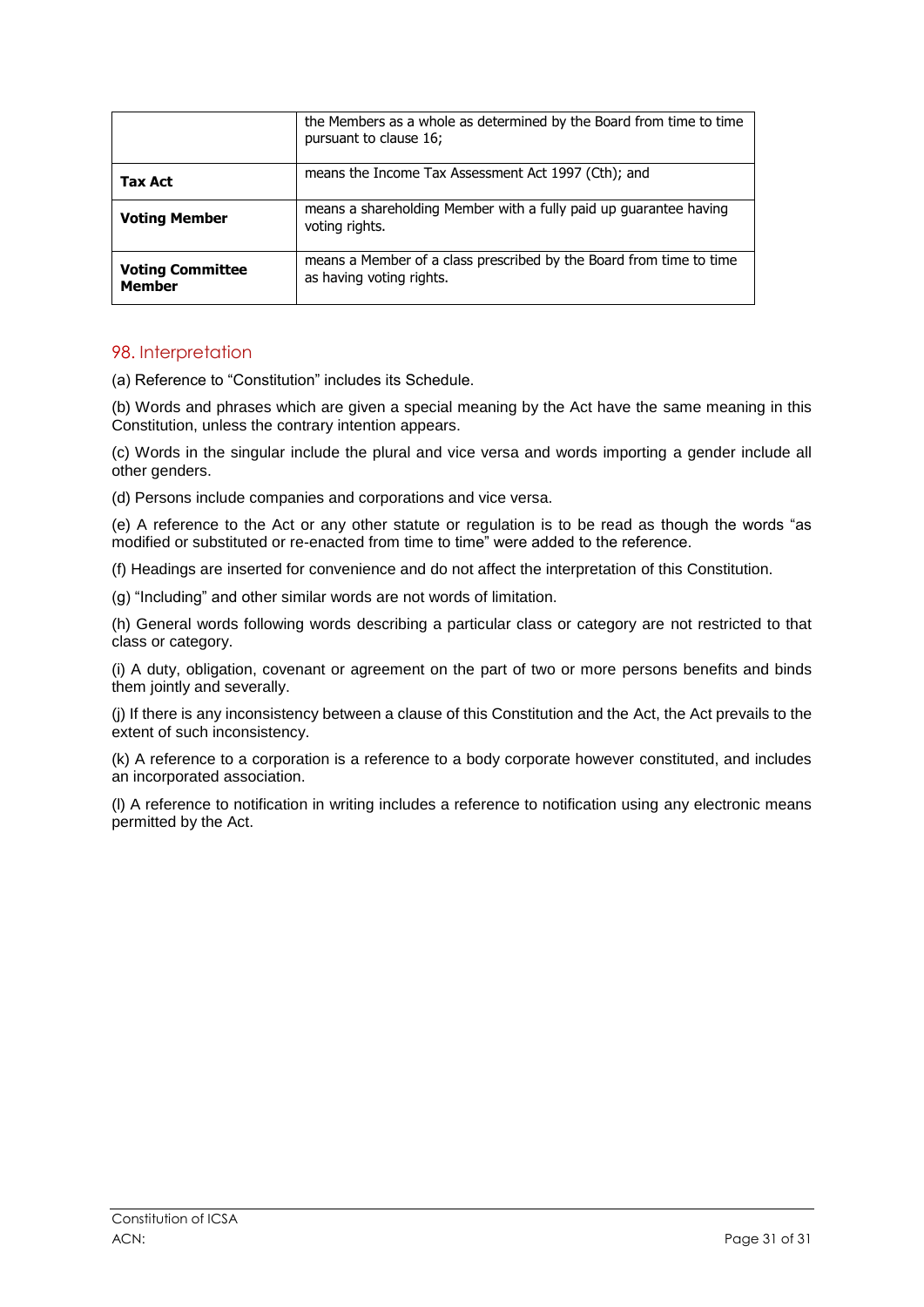| | |
|---|---|
| | the Members as a whole as determined by the Board from time to time pursuant to clause 16; |
| **Tax Act** | means the Income Tax Assessment Act 1997 (Cth); and |
| **Voting Member** | means a shareholding Member with a fully paid up guarantee having voting rights. |
| **Voting Committee Member** | means a Member of a class prescribed by the Board from time to time as having voting rights. |

## 98. Interpretation

(a) Reference to "Constitution" includes its Schedule.

(b) Words and phrases which are given a special meaning by the Act have the same meaning in this Constitution, unless the contrary intention appears.

(c) Words in the singular include the plural and vice versa and words importing a gender include all other genders.

(d) Persons include companies and corporations and vice versa.

(e) A reference to the Act or any other statute or regulation is to be read as though the words "as modified or substituted or re-enacted from time to time" were added to the reference.

(f) Headings are inserted for convenience and do not affect the interpretation of this Constitution.

(g) "Including" and other similar words are not words of limitation.

(h) General words following words describing a particular class or category are not restricted to that class or category.

(i) A duty, obligation, covenant or agreement on the part of two or more persons benefits and binds them jointly and severally.

(j) If there is any inconsistency between a clause of this Constitution and the Act, the Act prevails to the extent of such inconsistency.

(k) A reference to a corporation is a reference to a body corporate however constituted, and includes an incorporated association.

(l) A reference to notification in writing includes a reference to notification using any electronic means permitted by the Act.